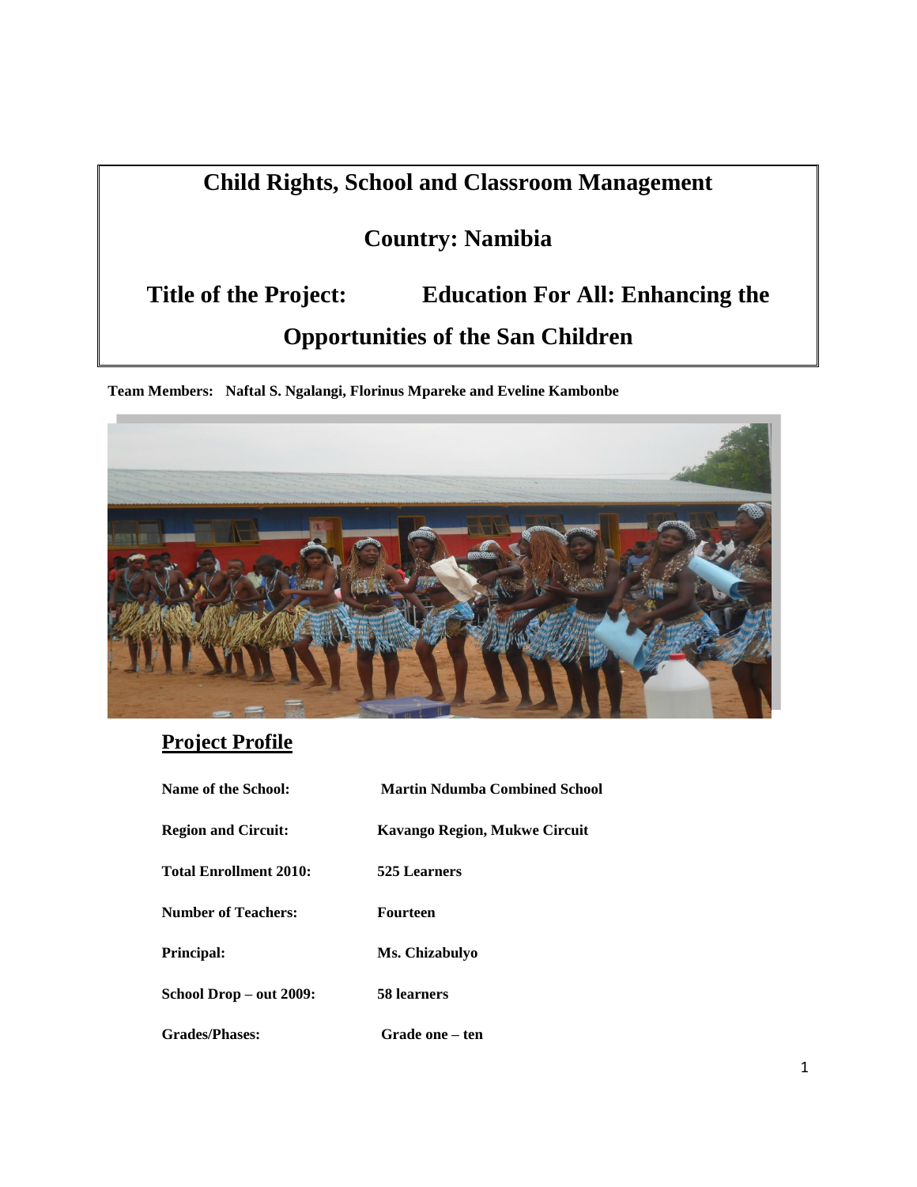# Child Rights, School and Classroom Management

## Country: Namibia

## Title of the Project: Education For All: Enhancing the Opportunities of the San Children

**Team Members: Naftal S. Ngalangi, Florinus Mpareke and Eveline Kambonbe**

## Project Profile

| | |
|---|---|
| **Name of the School:** | **Martin Ndumba Combined School** |
| **Region and Circuit:** | **Kavango Region, Mukwe Circuit** |
| **Total Enrollment 2010:** | **525 Learners** |
| **Number of Teachers:** | **Fourteen** |
| **Principal:** | **Ms. Chizabulyo** |
| **School Drop – out 2009:** | **58 learners** |
| **Grades/Phases:** | **Grade one – ten** |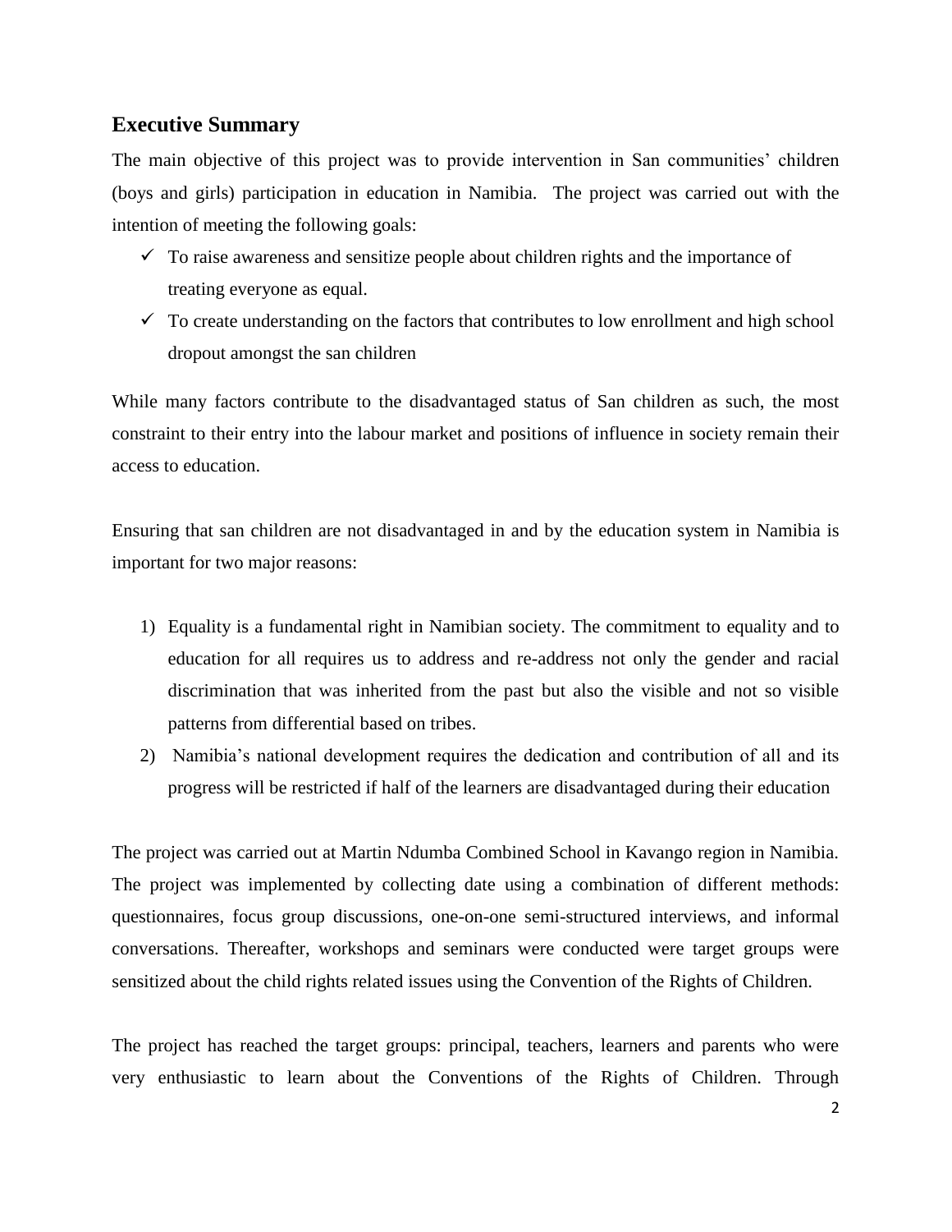## Executive Summary

The main objective of this project was to provide intervention in San communities' children (boys and girls) participation in education in Namibia. The project was carried out with the intention of meeting the following goals:

- ✓ To raise awareness and sensitize people about children rights and the importance of treating everyone as equal.
- ✓ To create understanding on the factors that contributes to low enrollment and high school dropout amongst the san children

While many factors contribute to the disadvantaged status of San children as such, the most constraint to their entry into the labour market and positions of influence in society remain their access to education.

Ensuring that san children are not disadvantaged in and by the education system in Namibia is important for two major reasons:

1) Equality is a fundamental right in Namibian society. The commitment to equality and to education for all requires us to address and re-address not only the gender and racial discrimination that was inherited from the past but also the visible and not so visible patterns from differential based on tribes.
2) Namibia's national development requires the dedication and contribution of all and its progress will be restricted if half of the learners are disadvantaged during their education

The project was carried out at Martin Ndumba Combined School in Kavango region in Namibia. The project was implemented by collecting date using a combination of different methods: questionnaires, focus group discussions, one-on-one semi-structured interviews, and informal conversations. Thereafter, workshops and seminars were conducted were target groups were sensitized about the child rights related issues using the Convention of the Rights of Children.

The project has reached the target groups: principal, teachers, learners and parents who were very enthusiastic to learn about the Conventions of the Rights of Children. Through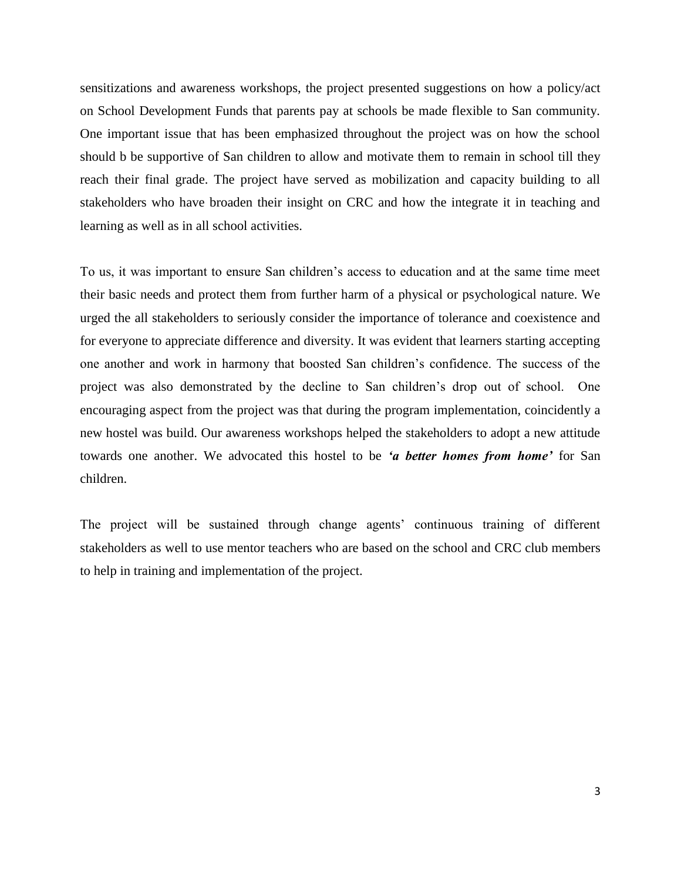sensitizations and awareness workshops, the project presented suggestions on how a policy/act on School Development Funds that parents pay at schools be made flexible to San community. One important issue that has been emphasized throughout the project was on how the school should b be supportive of San children to allow and motivate them to remain in school till they reach their final grade. The project have served as mobilization and capacity building to all stakeholders who have broaden their insight on CRC and how the integrate it in teaching and learning as well as in all school activities.

To us, it was important to ensure San children's access to education and at the same time meet their basic needs and protect them from further harm of a physical or psychological nature. We urged the all stakeholders to seriously consider the importance of tolerance and coexistence and for everyone to appreciate difference and diversity. It was evident that learners starting accepting one another and work in harmony that boosted San children's confidence. The success of the project was also demonstrated by the decline to San children's drop out of school. One encouraging aspect from the project was that during the program implementation, coincidently a new hostel was build. Our awareness workshops helped the stakeholders to adopt a new attitude towards one another. We advocated this hostel to be ***'a better homes from home'*** for San children.

The project will be sustained through change agents' continuous training of different stakeholders as well to use mentor teachers who are based on the school and CRC club members to help in training and implementation of the project.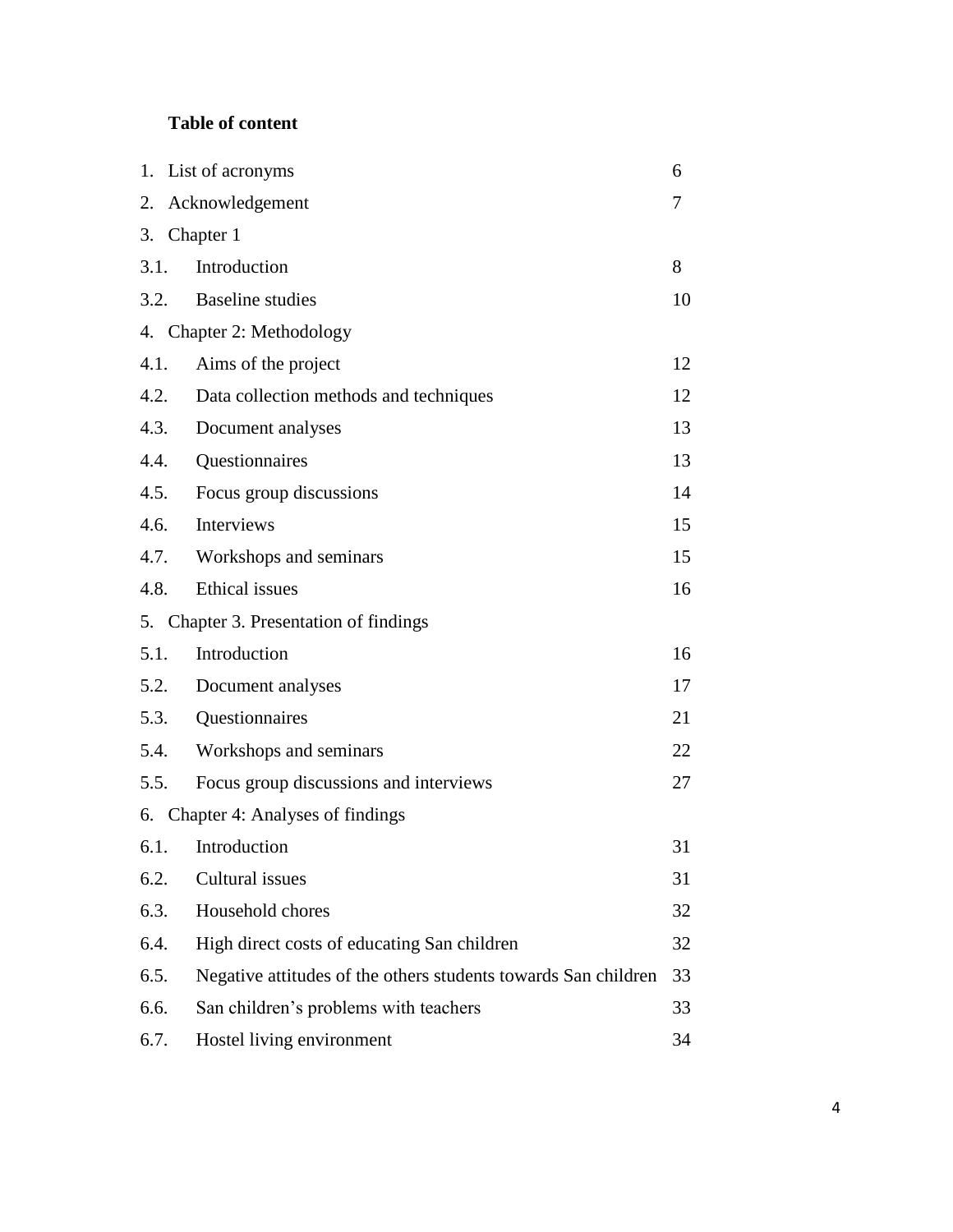**Table of content**

| | | |
|---|---|---|
| 1. | List of acronyms | 6 |
| 2. | Acknowledgement | 7 |
| 3. | Chapter 1 | |
| 3.1. | Introduction | 8 |
| 3.2. | Baseline studies | 10 |
| 4. | Chapter 2: Methodology | |
| 4.1. | Aims of the project | 12 |
| 4.2. | Data collection methods and techniques | 12 |
| 4.3. | Document analyses | 13 |
| 4.4. | Questionnaires | 13 |
| 4.5. | Focus group discussions | 14 |
| 4.6. | Interviews | 15 |
| 4.7. | Workshops and seminars | 15 |
| 4.8. | Ethical issues | 16 |
| 5. | Chapter 3. Presentation of findings | |
| 5.1. | Introduction | 16 |
| 5.2. | Document analyses | 17 |
| 5.3. | Questionnaires | 21 |
| 5.4. | Workshops and seminars | 22 |
| 5.5. | Focus group discussions and interviews | 27 |
| 6. | Chapter 4: Analyses of findings | |
| 6.1. | Introduction | 31 |
| 6.2. | Cultural issues | 31 |
| 6.3. | Household chores | 32 |
| 6.4. | High direct costs of educating San children | 32 |
| 6.5. | Negative attitudes of the others students towards San children | 33 |
| 6.6. | San children's problems with teachers | 33 |
| 6.7. | Hostel living environment | 34 |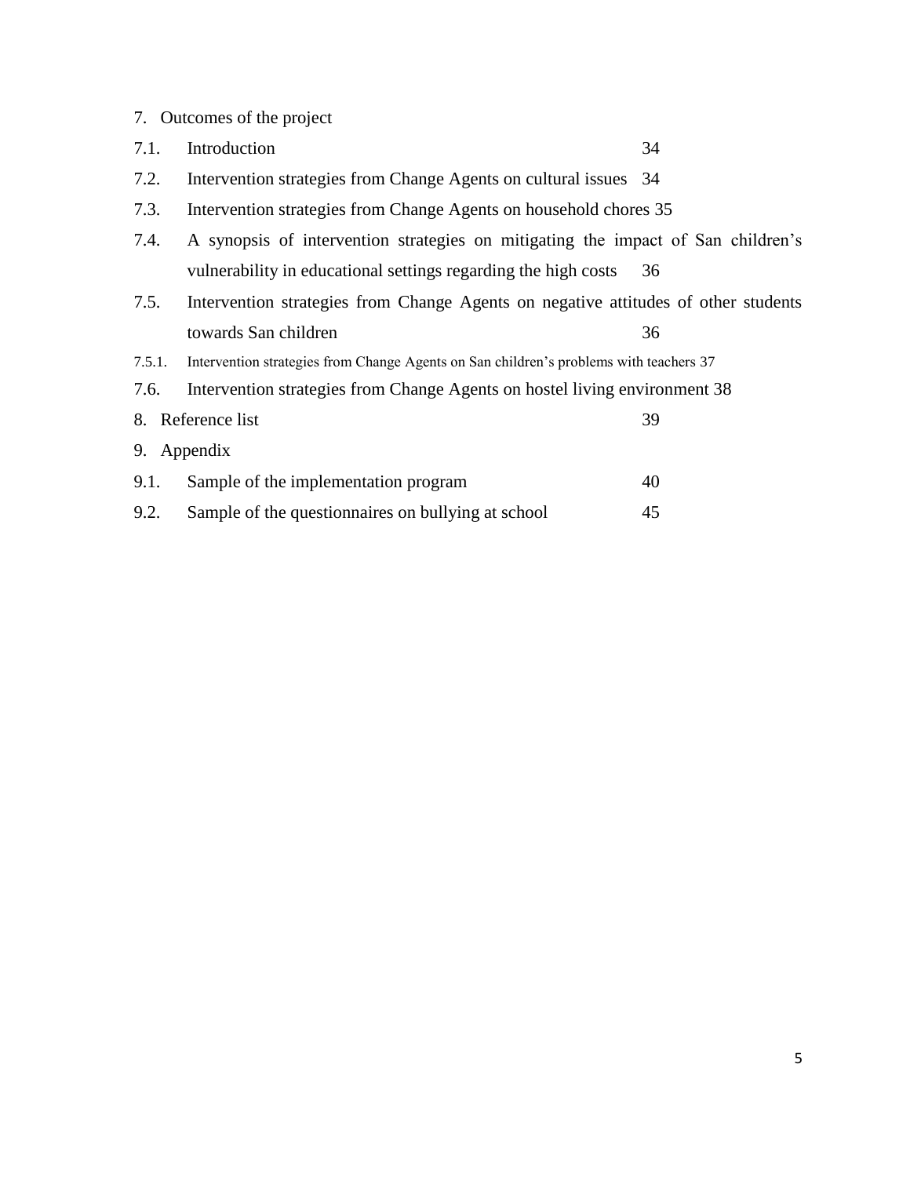7. Outcomes of the project

| | | |
|---|---|---|
| 7.1. | Introduction | 34 |
| 7.2. | Intervention strategies from Change Agents on cultural issues | 34 |
| 7.3. | Intervention strategies from Change Agents on household chores | 35 |
| 7.4. | A synopsis of intervention strategies on mitigating the impact of San children's vulnerability in educational settings regarding the high costs | 36 |
| 7.5. | Intervention strategies from Change Agents on negative attitudes of other students towards San children | 36 |
| 7.5.1. | Intervention strategies from Change Agents on San children's problems with teachers | 37 |
| 7.6. | Intervention strategies from Change Agents on hostel living environment | 38 |

8. Reference list 39

9. Appendix

| | | |
|---|---|---|
| 9.1. | Sample of the implementation program | 40 |
| 9.2. | Sample of the questionnaires on bullying at school | 45 |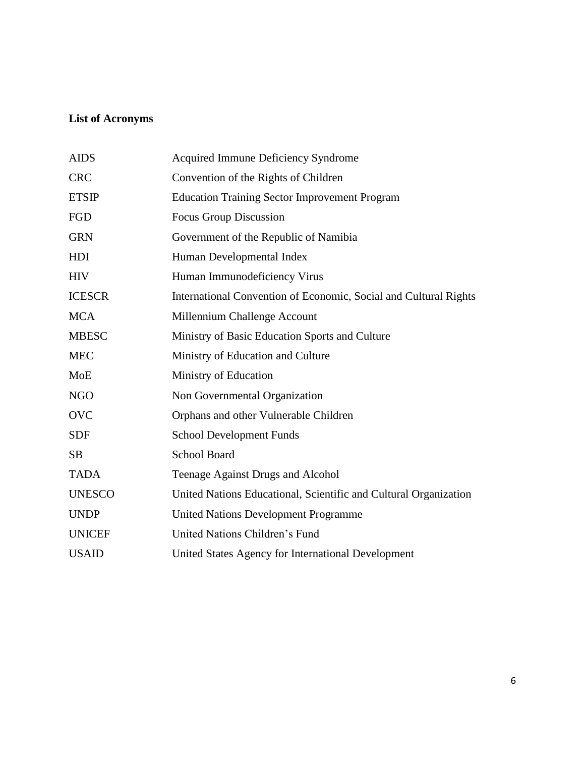## List of Acronyms

| | |
|---|---|
| AIDS | Acquired Immune Deficiency Syndrome |
| CRC | Convention of the Rights of Children |
| ETSIP | Education Training Sector Improvement Program |
| FGD | Focus Group Discussion |
| GRN | Government of the Republic of Namibia |
| HDI | Human Developmental Index |
| HIV | Human Immunodeficiency Virus |
| ICESCR | International Convention of Economic, Social and Cultural Rights |
| MCA | Millennium Challenge Account |
| MBESC | Ministry of Basic Education Sports and Culture |
| MEC | Ministry of Education and Culture |
| MoE | Ministry of Education |
| NGO | Non Governmental Organization |
| OVC | Orphans and other Vulnerable Children |
| SDF | School Development Funds |
| SB | School Board |
| TADA | Teenage Against Drugs and Alcohol |
| UNESCO | United Nations Educational, Scientific and Cultural Organization |
| UNDP | United Nations Development Programme |
| UNICEF | United Nations Children's Fund |
| USAID | United States Agency for International Development |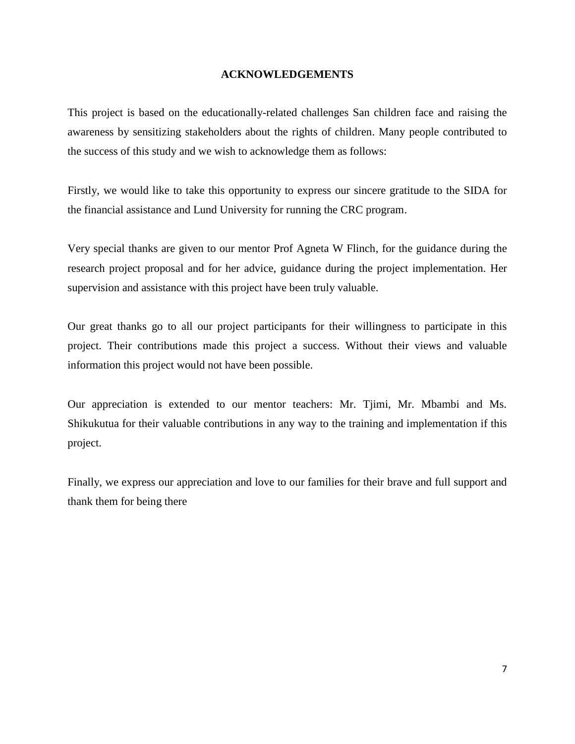# ACKNOWLEDGEMENTS

This project is based on the educationally-related challenges San children face and raising the awareness by sensitizing stakeholders about the rights of children. Many people contributed to the success of this study and we wish to acknowledge them as follows:

Firstly, we would like to take this opportunity to express our sincere gratitude to the SIDA for the financial assistance and Lund University for running the CRC program.

Very special thanks are given to our mentor Prof Agneta W Flinch, for the guidance during the research project proposal and for her advice, guidance during the project implementation. Her supervision and assistance with this project have been truly valuable.

Our great thanks go to all our project participants for their willingness to participate in this project. Their contributions made this project a success. Without their views and valuable information this project would not have been possible.

Our appreciation is extended to our mentor teachers: Mr. Tjimi, Mr. Mbambi and Ms. Shikukutua for their valuable contributions in any way to the training and implementation if this project.

Finally, we express our appreciation and love to our families for their brave and full support and thank them for being there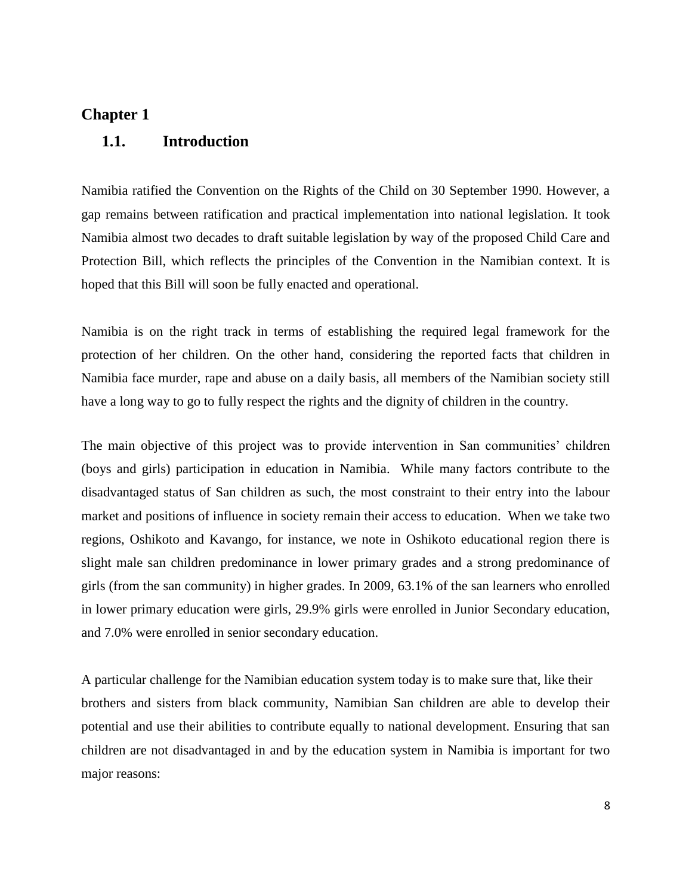# Chapter 1

## 1.1. Introduction

Namibia ratified the Convention on the Rights of the Child on 30 September 1990. However, a gap remains between ratification and practical implementation into national legislation. It took Namibia almost two decades to draft suitable legislation by way of the proposed Child Care and Protection Bill, which reflects the principles of the Convention in the Namibian context. It is hoped that this Bill will soon be fully enacted and operational.

Namibia is on the right track in terms of establishing the required legal framework for the protection of her children. On the other hand, considering the reported facts that children in Namibia face murder, rape and abuse on a daily basis, all members of the Namibian society still have a long way to go to fully respect the rights and the dignity of children in the country.

The main objective of this project was to provide intervention in San communities' children (boys and girls) participation in education in Namibia. While many factors contribute to the disadvantaged status of San children as such, the most constraint to their entry into the labour market and positions of influence in society remain their access to education. When we take two regions, Oshikoto and Kavango, for instance, we note in Oshikoto educational region there is slight male san children predominance in lower primary grades and a strong predominance of girls (from the san community) in higher grades. In 2009, 63.1% of the san learners who enrolled in lower primary education were girls, 29.9% girls were enrolled in Junior Secondary education, and 7.0% were enrolled in senior secondary education.

A particular challenge for the Namibian education system today is to make sure that, like their brothers and sisters from black community, Namibian San children are able to develop their potential and use their abilities to contribute equally to national development. Ensuring that san children are not disadvantaged in and by the education system in Namibia is important for two major reasons: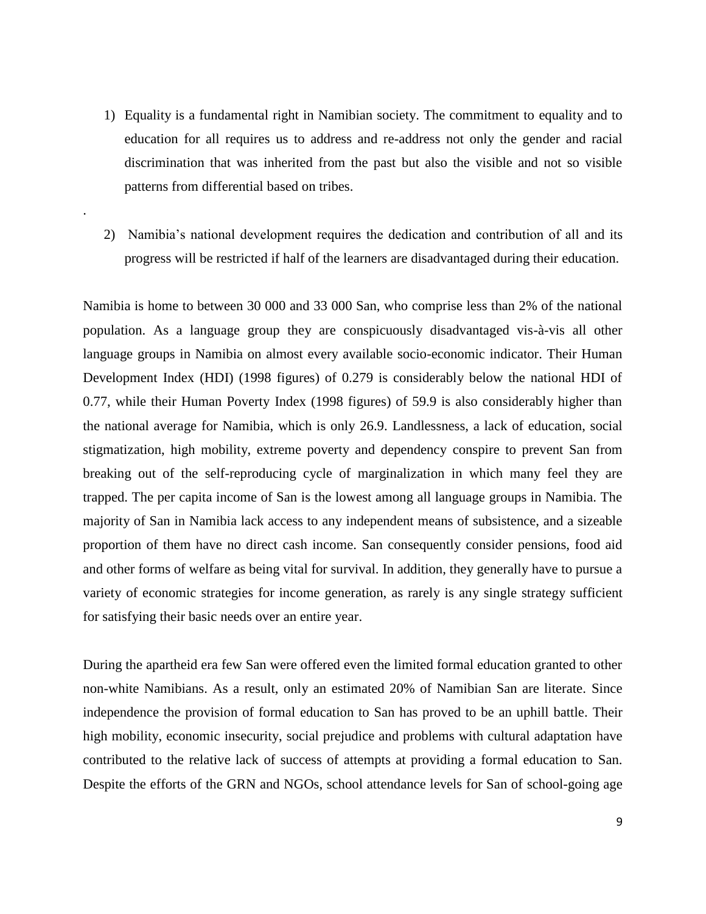1) Equality is a fundamental right in Namibian society. The commitment to equality and to education for all requires us to address and re-address not only the gender and racial discrimination that was inherited from the past but also the visible and not so visible patterns from differential based on tribes.

.

2) Namibia's national development requires the dedication and contribution of all and its progress will be restricted if half of the learners are disadvantaged during their education.

Namibia is home to between 30 000 and 33 000 San, who comprise less than 2% of the national population. As a language group they are conspicuously disadvantaged vis-à-vis all other language groups in Namibia on almost every available socio-economic indicator. Their Human Development Index (HDI) (1998 figures) of 0.279 is considerably below the national HDI of 0.77, while their Human Poverty Index (1998 figures) of 59.9 is also considerably higher than the national average for Namibia, which is only 26.9. Landlessness, a lack of education, social stigmatization, high mobility, extreme poverty and dependency conspire to prevent San from breaking out of the self-reproducing cycle of marginalization in which many feel they are trapped. The per capita income of San is the lowest among all language groups in Namibia. The majority of San in Namibia lack access to any independent means of subsistence, and a sizeable proportion of them have no direct cash income. San consequently consider pensions, food aid and other forms of welfare as being vital for survival. In addition, they generally have to pursue a variety of economic strategies for income generation, as rarely is any single strategy sufficient for satisfying their basic needs over an entire year.

During the apartheid era few San were offered even the limited formal education granted to other non-white Namibians. As a result, only an estimated 20% of Namibian San are literate. Since independence the provision of formal education to San has proved to be an uphill battle. Their high mobility, economic insecurity, social prejudice and problems with cultural adaptation have contributed to the relative lack of success of attempts at providing a formal education to San. Despite the efforts of the GRN and NGOs, school attendance levels for San of school-going age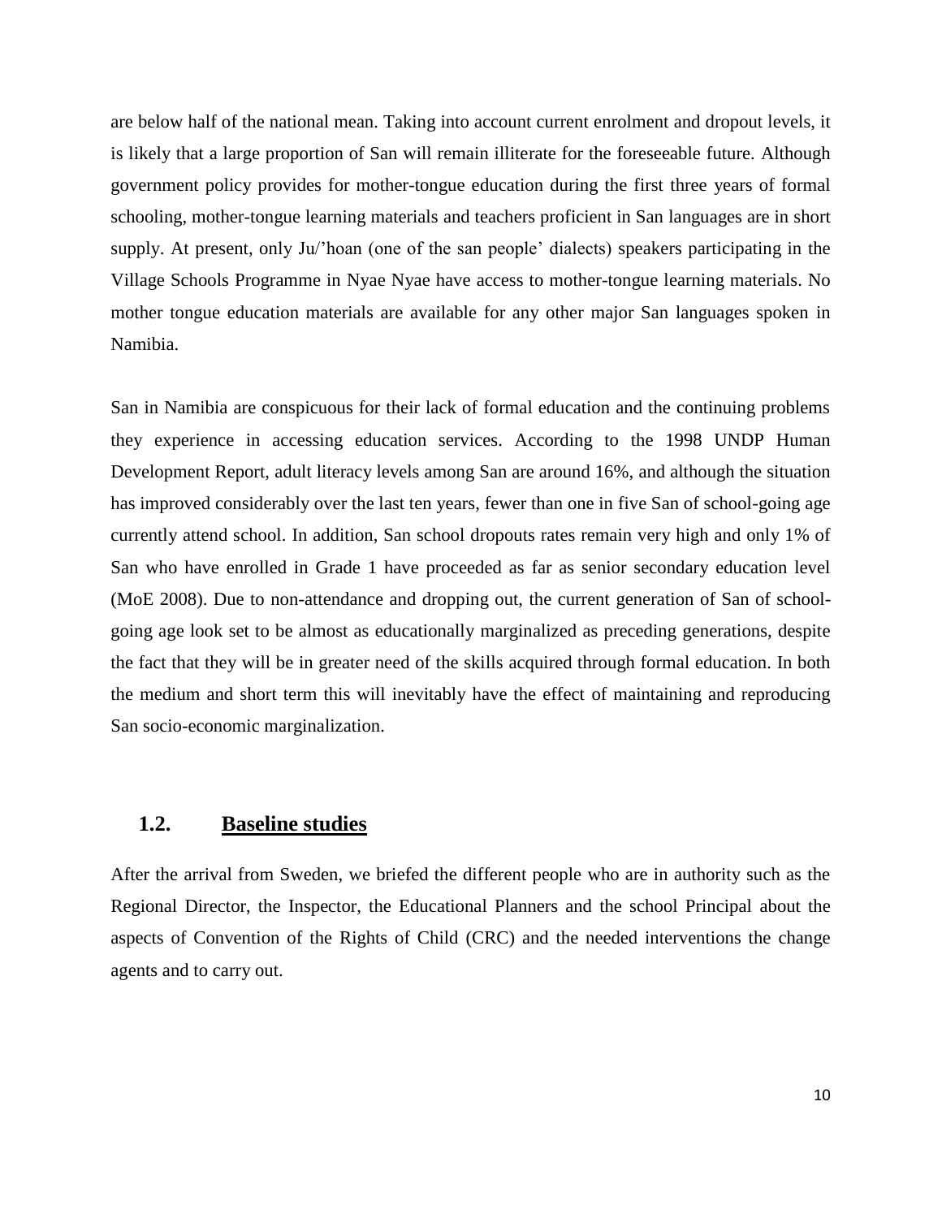are below half of the national mean. Taking into account current enrolment and dropout levels, it is likely that a large proportion of San will remain illiterate for the foreseeable future. Although government policy provides for mother-tongue education during the first three years of formal schooling, mother-tongue learning materials and teachers proficient in San languages are in short supply. At present, only Ju/'hoan (one of the san people' dialects) speakers participating in the Village Schools Programme in Nyae Nyae have access to mother-tongue learning materials. No mother tongue education materials are available for any other major San languages spoken in Namibia.

San in Namibia are conspicuous for their lack of formal education and the continuing problems they experience in accessing education services. According to the 1998 UNDP Human Development Report, adult literacy levels among San are around 16%, and although the situation has improved considerably over the last ten years, fewer than one in five San of school-going age currently attend school. In addition, San school dropouts rates remain very high and only 1% of San who have enrolled in Grade 1 have proceeded as far as senior secondary education level (MoE 2008). Due to non-attendance and dropping out, the current generation of San of school-going age look set to be almost as educationally marginalized as preceding generations, despite the fact that they will be in greater need of the skills acquired through formal education. In both the medium and short term this will inevitably have the effect of maintaining and reproducing San socio-economic marginalization.

## 1.2. <u>Baseline studies</u>

After the arrival from Sweden, we briefed the different people who are in authority such as the Regional Director, the Inspector, the Educational Planners and the school Principal about the aspects of Convention of the Rights of Child (CRC) and the needed interventions the change agents and to carry out.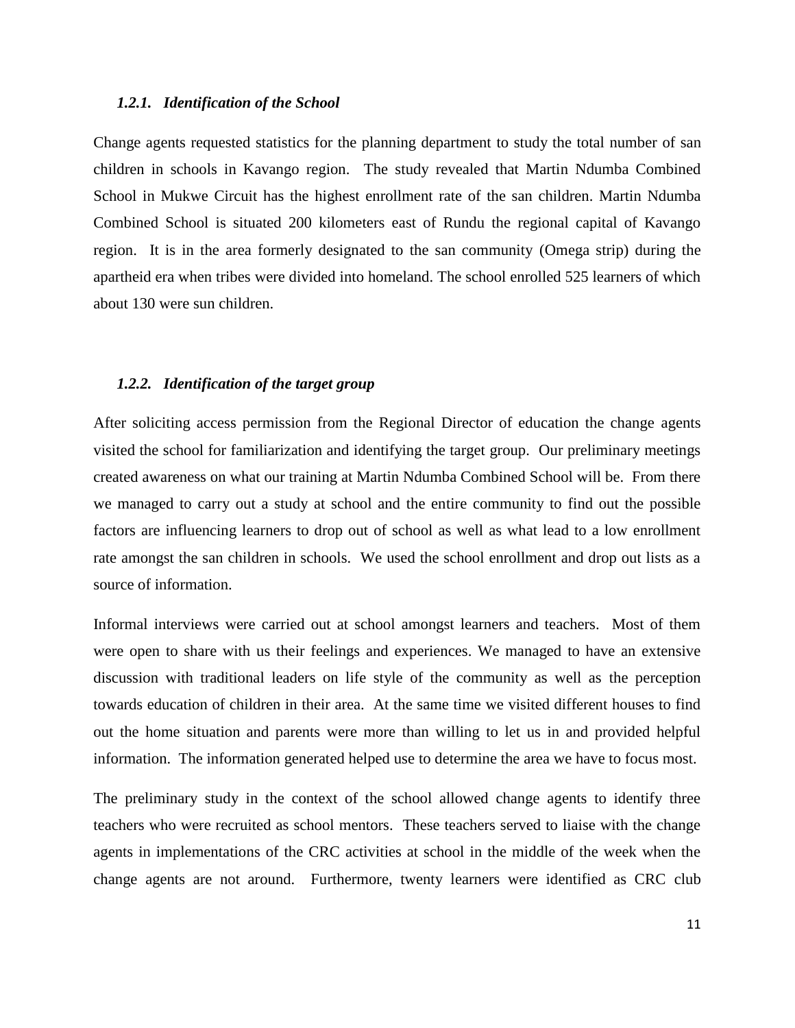### *1.2.1. Identification of the School*

Change agents requested statistics for the planning department to study the total number of san children in schools in Kavango region. The study revealed that Martin Ndumba Combined School in Mukwe Circuit has the highest enrollment rate of the san children. Martin Ndumba Combined School is situated 200 kilometers east of Rundu the regional capital of Kavango region. It is in the area formerly designated to the san community (Omega strip) during the apartheid era when tribes were divided into homeland. The school enrolled 525 learners of which about 130 were sun children.

### *1.2.2. Identification of the target group*

After soliciting access permission from the Regional Director of education the change agents visited the school for familiarization and identifying the target group. Our preliminary meetings created awareness on what our training at Martin Ndumba Combined School will be. From there we managed to carry out a study at school and the entire community to find out the possible factors are influencing learners to drop out of school as well as what lead to a low enrollment rate amongst the san children in schools. We used the school enrollment and drop out lists as a source of information.

Informal interviews were carried out at school amongst learners and teachers. Most of them were open to share with us their feelings and experiences. We managed to have an extensive discussion with traditional leaders on life style of the community as well as the perception towards education of children in their area. At the same time we visited different houses to find out the home situation and parents were more than willing to let us in and provided helpful information. The information generated helped use to determine the area we have to focus most.

The preliminary study in the context of the school allowed change agents to identify three teachers who were recruited as school mentors. These teachers served to liaise with the change agents in implementations of the CRC activities at school in the middle of the week when the change agents are not around. Furthermore, twenty learners were identified as CRC club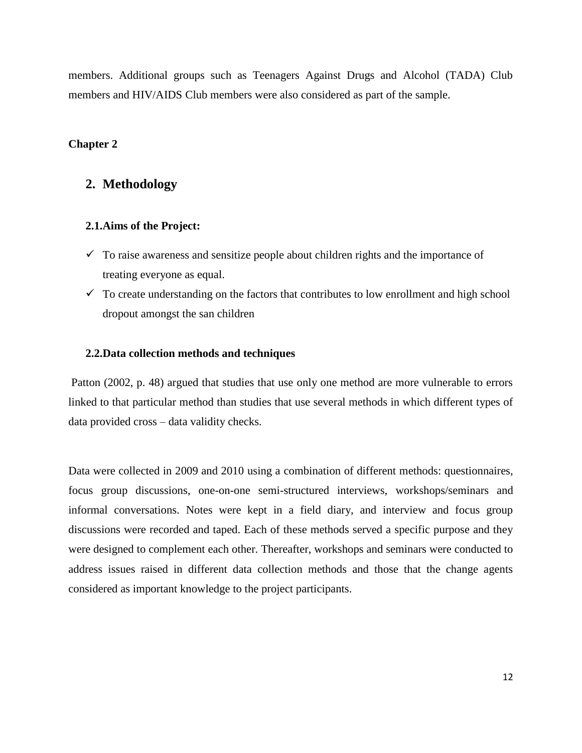members. Additional groups such as Teenagers Against Drugs and Alcohol (TADA) Club members and HIV/AIDS Club members were also considered as part of the sample.

**Chapter 2**

# 2. Methodology

### 2.1.Aims of the Project:

- ✓ To raise awareness and sensitize people about children rights and the importance of treating everyone as equal.
- ✓ To create understanding on the factors that contributes to low enrollment and high school dropout amongst the san children

### 2.2.Data collection methods and techniques

Patton (2002, p. 48) argued that studies that use only one method are more vulnerable to errors linked to that particular method than studies that use several methods in which different types of data provided cross – data validity checks.

Data were collected in 2009 and 2010 using a combination of different methods: questionnaires, focus group discussions, one-on-one semi-structured interviews, workshops/seminars and informal conversations. Notes were kept in a field diary, and interview and focus group discussions were recorded and taped. Each of these methods served a specific purpose and they were designed to complement each other. Thereafter, workshops and seminars were conducted to address issues raised in different data collection methods and those that the change agents considered as important knowledge to the project participants.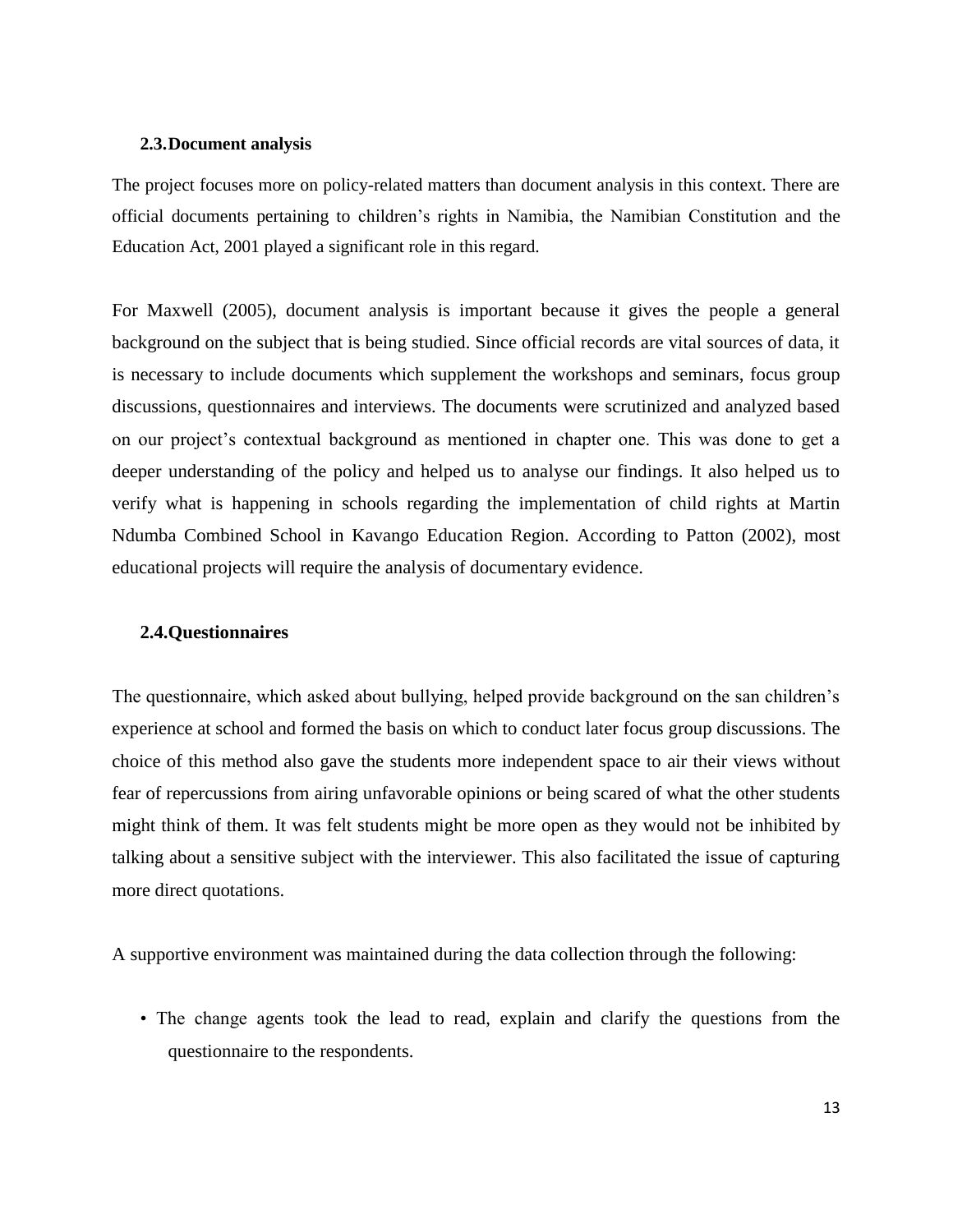### 2.3. Document analysis

The project focuses more on policy-related matters than document analysis in this context. There are official documents pertaining to children's rights in Namibia, the Namibian Constitution and the Education Act, 2001 played a significant role in this regard.

For Maxwell (2005), document analysis is important because it gives the people a general background on the subject that is being studied. Since official records are vital sources of data, it is necessary to include documents which supplement the workshops and seminars, focus group discussions, questionnaires and interviews. The documents were scrutinized and analyzed based on our project's contextual background as mentioned in chapter one. This was done to get a deeper understanding of the policy and helped us to analyse our findings. It also helped us to verify what is happening in schools regarding the implementation of child rights at Martin Ndumba Combined School in Kavango Education Region. According to Patton (2002), most educational projects will require the analysis of documentary evidence.

### 2.4. Questionnaires

The questionnaire, which asked about bullying, helped provide background on the san children's experience at school and formed the basis on which to conduct later focus group discussions. The choice of this method also gave the students more independent space to air their views without fear of repercussions from airing unfavorable opinions or being scared of what the other students might think of them. It was felt students might be more open as they would not be inhibited by talking about a sensitive subject with the interviewer. This also facilitated the issue of capturing more direct quotations.

A supportive environment was maintained during the data collection through the following:

- The change agents took the lead to read, explain and clarify the questions from the questionnaire to the respondents.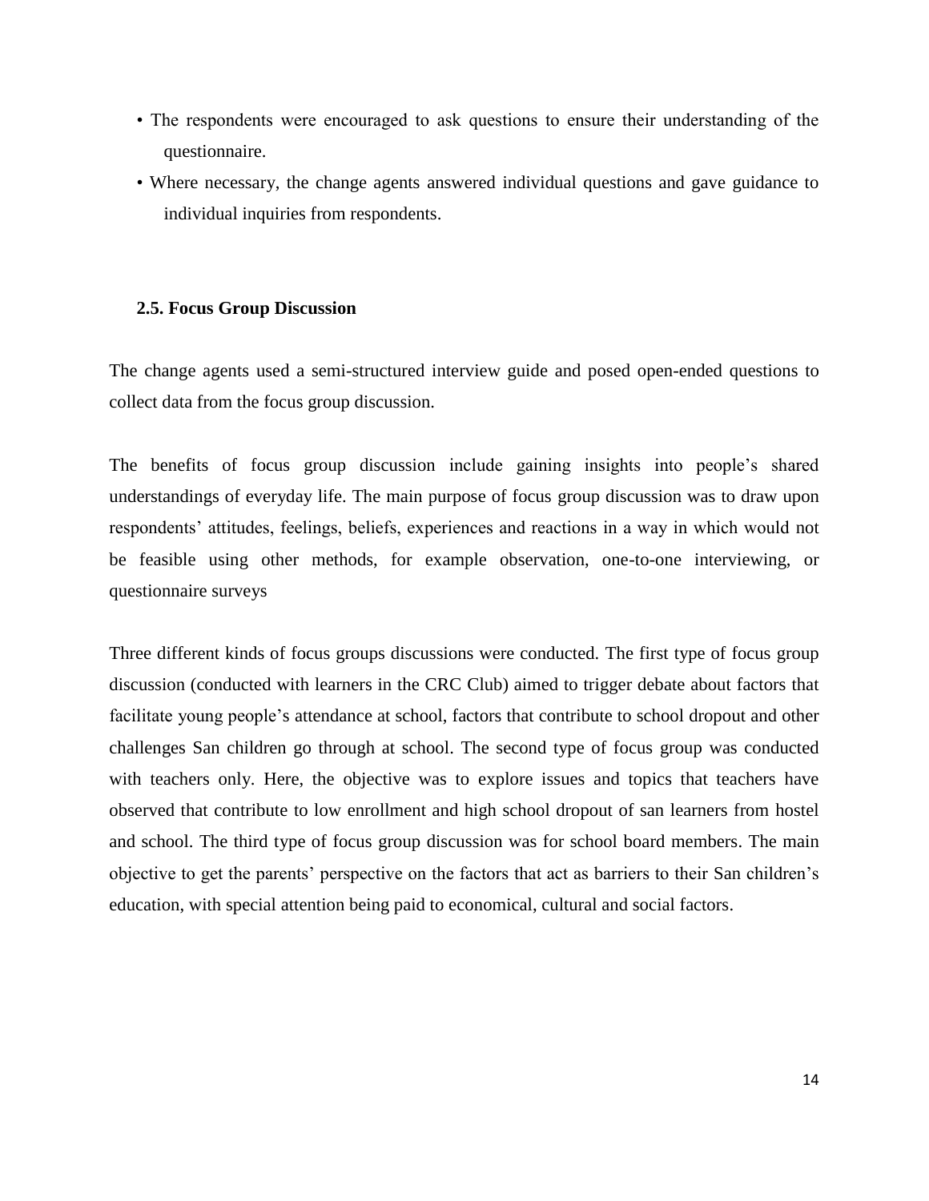- The respondents were encouraged to ask questions to ensure their understanding of the questionnaire.
- Where necessary, the change agents answered individual questions and gave guidance to individual inquiries from respondents.

### 2.5. Focus Group Discussion

The change agents used a semi-structured interview guide and posed open-ended questions to collect data from the focus group discussion.

The benefits of focus group discussion include gaining insights into people's shared understandings of everyday life. The main purpose of focus group discussion was to draw upon respondents' attitudes, feelings, beliefs, experiences and reactions in a way in which would not be feasible using other methods, for example observation, one-to-one interviewing, or questionnaire surveys

Three different kinds of focus groups discussions were conducted. The first type of focus group discussion (conducted with learners in the CRC Club) aimed to trigger debate about factors that facilitate young people's attendance at school, factors that contribute to school dropout and other challenges San children go through at school. The second type of focus group was conducted with teachers only. Here, the objective was to explore issues and topics that teachers have observed that contribute to low enrollment and high school dropout of san learners from hostel and school. The third type of focus group discussion was for school board members. The main objective to get the parents' perspective on the factors that act as barriers to their San children's education, with special attention being paid to economical, cultural and social factors.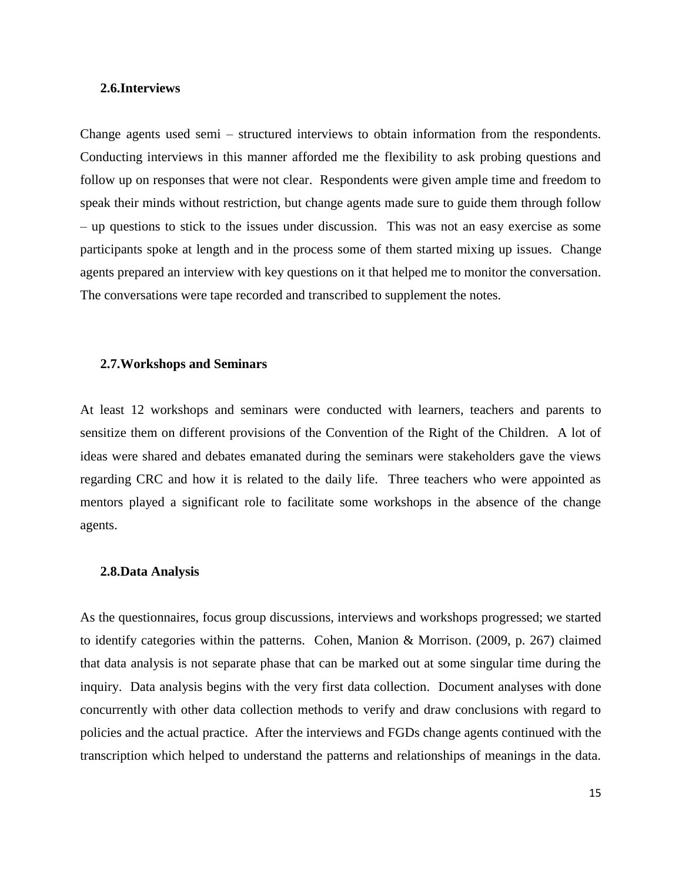### 2.6.Interviews

Change agents used semi – structured interviews to obtain information from the respondents. Conducting interviews in this manner afforded me the flexibility to ask probing questions and follow up on responses that were not clear. Respondents were given ample time and freedom to speak their minds without restriction, but change agents made sure to guide them through follow – up questions to stick to the issues under discussion. This was not an easy exercise as some participants spoke at length and in the process some of them started mixing up issues. Change agents prepared an interview with key questions on it that helped me to monitor the conversation. The conversations were tape recorded and transcribed to supplement the notes.

### 2.7.Workshops and Seminars

At least 12 workshops and seminars were conducted with learners, teachers and parents to sensitize them on different provisions of the Convention of the Right of the Children. A lot of ideas were shared and debates emanated during the seminars were stakeholders gave the views regarding CRC and how it is related to the daily life. Three teachers who were appointed as mentors played a significant role to facilitate some workshops in the absence of the change agents.

### 2.8.Data Analysis

As the questionnaires, focus group discussions, interviews and workshops progressed; we started to identify categories within the patterns. Cohen, Manion & Morrison. (2009, p. 267) claimed that data analysis is not separate phase that can be marked out at some singular time during the inquiry. Data analysis begins with the very first data collection. Document analyses with done concurrently with other data collection methods to verify and draw conclusions with regard to policies and the actual practice. After the interviews and FGDs change agents continued with the transcription which helped to understand the patterns and relationships of meanings in the data.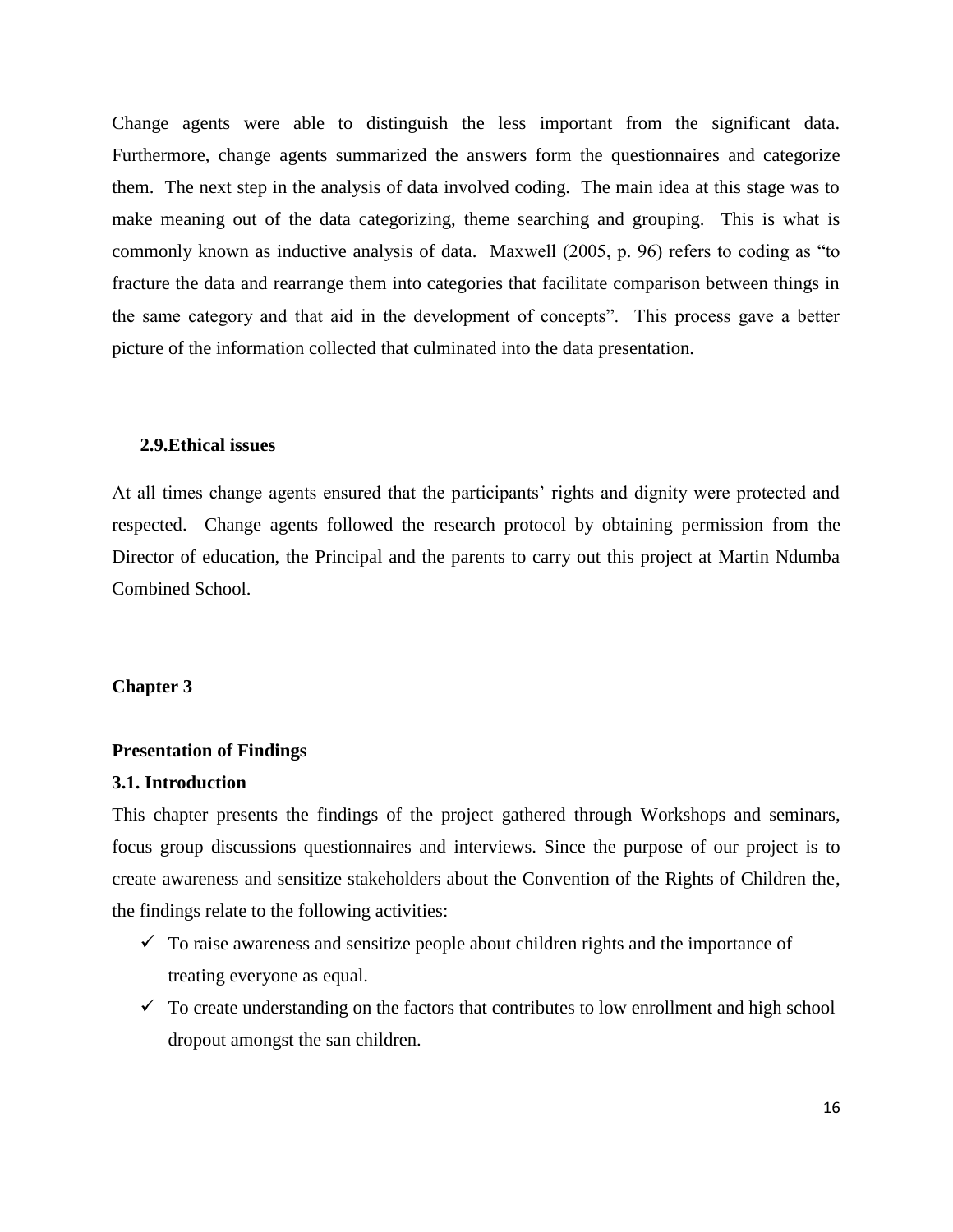Change agents were able to distinguish the less important from the significant data. Furthermore, change agents summarized the answers form the questionnaires and categorize them. The next step in the analysis of data involved coding. The main idea at this stage was to make meaning out of the data categorizing, theme searching and grouping. This is what is commonly known as inductive analysis of data. Maxwell (2005, p. 96) refers to coding as "to fracture the data and rearrange them into categories that facilitate comparison between things in the same category and that aid in the development of concepts". This process gave a better picture of the information collected that culminated into the data presentation.

### 2.9.Ethical issues

At all times change agents ensured that the participants' rights and dignity were protected and respected. Change agents followed the research protocol by obtaining permission from the Director of education, the Principal and the parents to carry out this project at Martin Ndumba Combined School.

## Chapter 3

## Presentation of Findings

### 3.1. Introduction

This chapter presents the findings of the project gathered through Workshops and seminars, focus group discussions questionnaires and interviews. Since the purpose of our project is to create awareness and sensitize stakeholders about the Convention of the Rights of Children the, the findings relate to the following activities:

- ✓ To raise awareness and sensitize people about children rights and the importance of treating everyone as equal.
- ✓ To create understanding on the factors that contributes to low enrollment and high school dropout amongst the san children.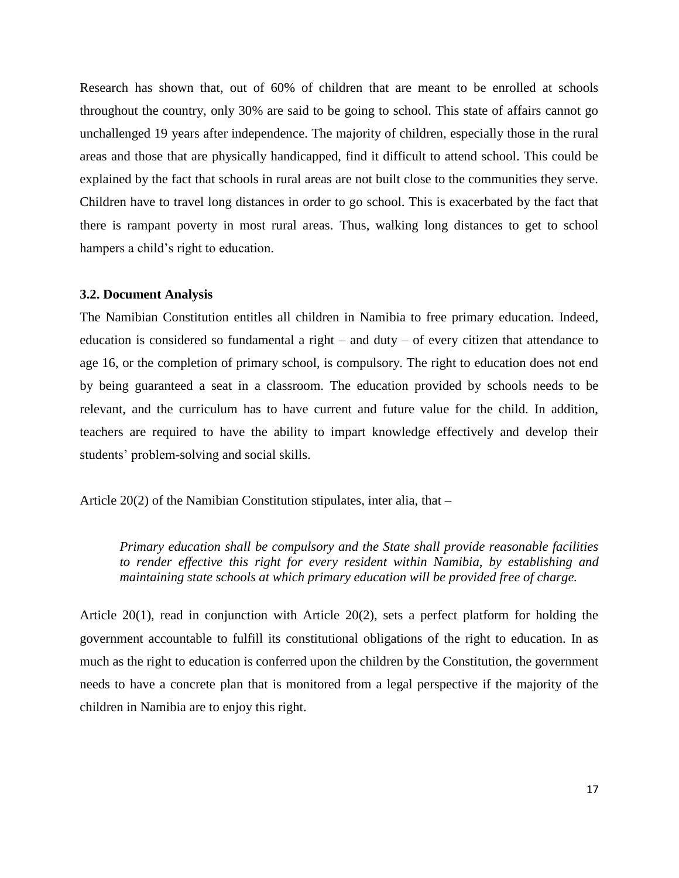Research has shown that, out of 60% of children that are meant to be enrolled at schools throughout the country, only 30% are said to be going to school. This state of affairs cannot go unchallenged 19 years after independence. The majority of children, especially those in the rural areas and those that are physically handicapped, find it difficult to attend school. This could be explained by the fact that schools in rural areas are not built close to the communities they serve. Children have to travel long distances in order to go school. This is exacerbated by the fact that there is rampant poverty in most rural areas. Thus, walking long distances to get to school hampers a child's right to education.

### 3.2. Document Analysis

The Namibian Constitution entitles all children in Namibia to free primary education. Indeed, education is considered so fundamental a right – and duty – of every citizen that attendance to age 16, or the completion of primary school, is compulsory. The right to education does not end by being guaranteed a seat in a classroom. The education provided by schools needs to be relevant, and the curriculum has to have current and future value for the child. In addition, teachers are required to have the ability to impart knowledge effectively and develop their students' problem-solving and social skills.

Article 20(2) of the Namibian Constitution stipulates, inter alia, that –

> *Primary education shall be compulsory and the State shall provide reasonable facilities to render effective this right for every resident within Namibia, by establishing and maintaining state schools at which primary education will be provided free of charge.*

Article 20(1), read in conjunction with Article 20(2), sets a perfect platform for holding the government accountable to fulfill its constitutional obligations of the right to education. In as much as the right to education is conferred upon the children by the Constitution, the government needs to have a concrete plan that is monitored from a legal perspective if the majority of the children in Namibia are to enjoy this right.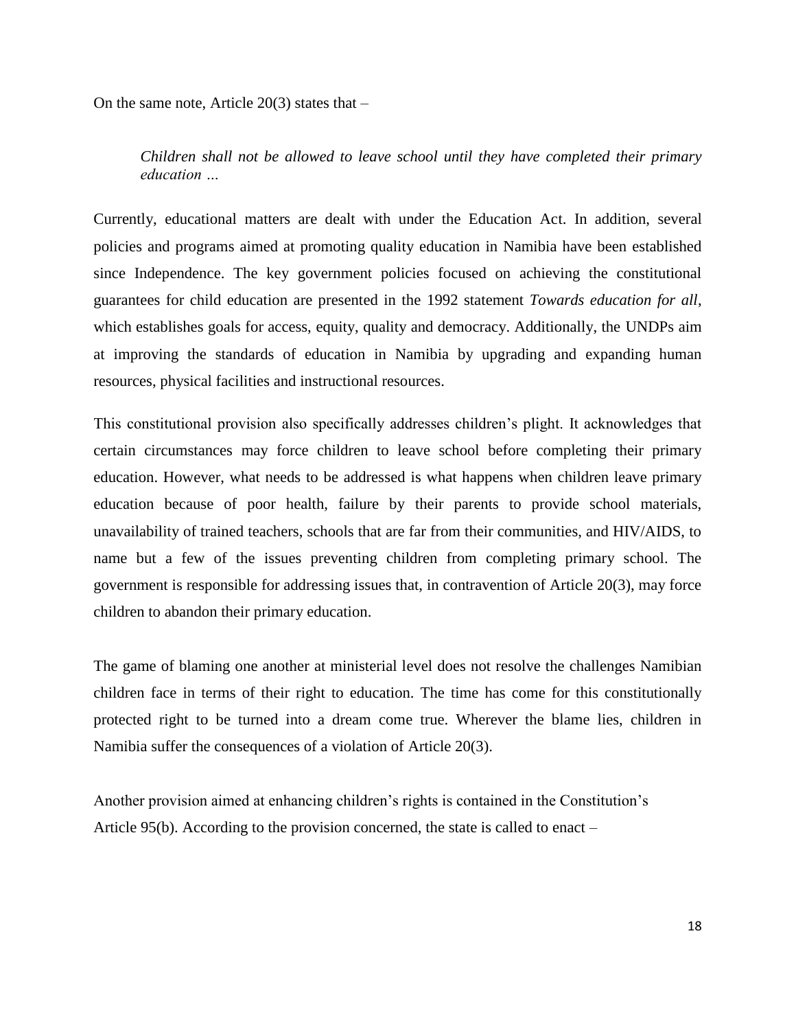On the same note, Article 20(3) states that –

> *Children shall not be allowed to leave school until they have completed their primary education …*

Currently, educational matters are dealt with under the Education Act. In addition, several policies and programs aimed at promoting quality education in Namibia have been established since Independence. The key government policies focused on achieving the constitutional guarantees for child education are presented in the 1992 statement *Towards education for all*, which establishes goals for access, equity, quality and democracy. Additionally, the UNDPs aim at improving the standards of education in Namibia by upgrading and expanding human resources, physical facilities and instructional resources.

This constitutional provision also specifically addresses children's plight. It acknowledges that certain circumstances may force children to leave school before completing their primary education. However, what needs to be addressed is what happens when children leave primary education because of poor health, failure by their parents to provide school materials, unavailability of trained teachers, schools that are far from their communities, and HIV/AIDS, to name but a few of the issues preventing children from completing primary school. The government is responsible for addressing issues that, in contravention of Article 20(3), may force children to abandon their primary education.

The game of blaming one another at ministerial level does not resolve the challenges Namibian children face in terms of their right to education. The time has come for this constitutionally protected right to be turned into a dream come true. Wherever the blame lies, children in Namibia suffer the consequences of a violation of Article 20(3).

Another provision aimed at enhancing children's rights is contained in the Constitution's Article 95(b). According to the provision concerned, the state is called to enact –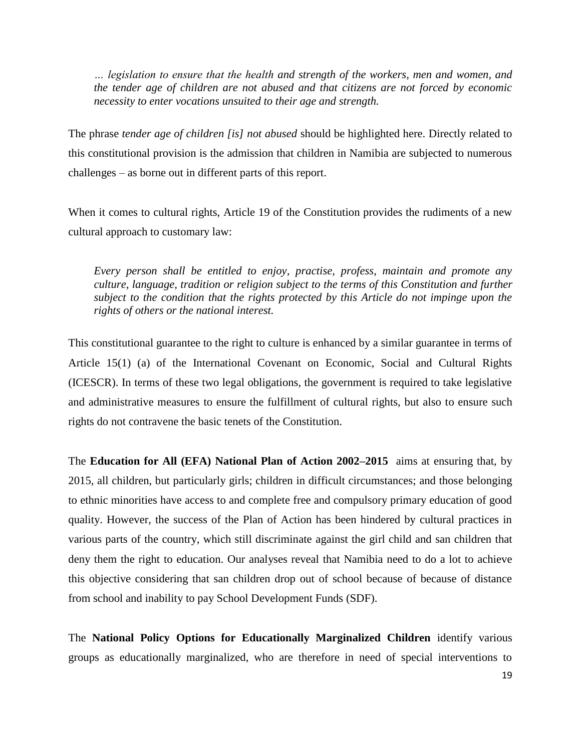> *… legislation to ensure that the health and strength of the workers, men and women, and the tender age of children are not abused and that citizens are not forced by economic necessity to enter vocations unsuited to their age and strength.*

The phrase *tender age of children [is] not abused* should be highlighted here. Directly related to this constitutional provision is the admission that children in Namibia are subjected to numerous challenges – as borne out in different parts of this report.

When it comes to cultural rights, Article 19 of the Constitution provides the rudiments of a new cultural approach to customary law:

> *Every person shall be entitled to enjoy, practise, profess, maintain and promote any culture, language, tradition or religion subject to the terms of this Constitution and further subject to the condition that the rights protected by this Article do not impinge upon the rights of others or the national interest.*

This constitutional guarantee to the right to culture is enhanced by a similar guarantee in terms of Article 15(1) (a) of the International Covenant on Economic, Social and Cultural Rights (ICESCR). In terms of these two legal obligations, the government is required to take legislative and administrative measures to ensure the fulfillment of cultural rights, but also to ensure such rights do not contravene the basic tenets of the Constitution.

The **Education for All (EFA) National Plan of Action 2002–2015** aims at ensuring that, by 2015, all children, but particularly girls; children in difficult circumstances; and those belonging to ethnic minorities have access to and complete free and compulsory primary education of good quality. However, the success of the Plan of Action has been hindered by cultural practices in various parts of the country, which still discriminate against the girl child and san children that deny them the right to education. Our analyses reveal that Namibia need to do a lot to achieve this objective considering that san children drop out of school because of because of distance from school and inability to pay School Development Funds (SDF).

The **National Policy Options for Educationally Marginalized Children** identify various groups as educationally marginalized, who are therefore in need of special interventions to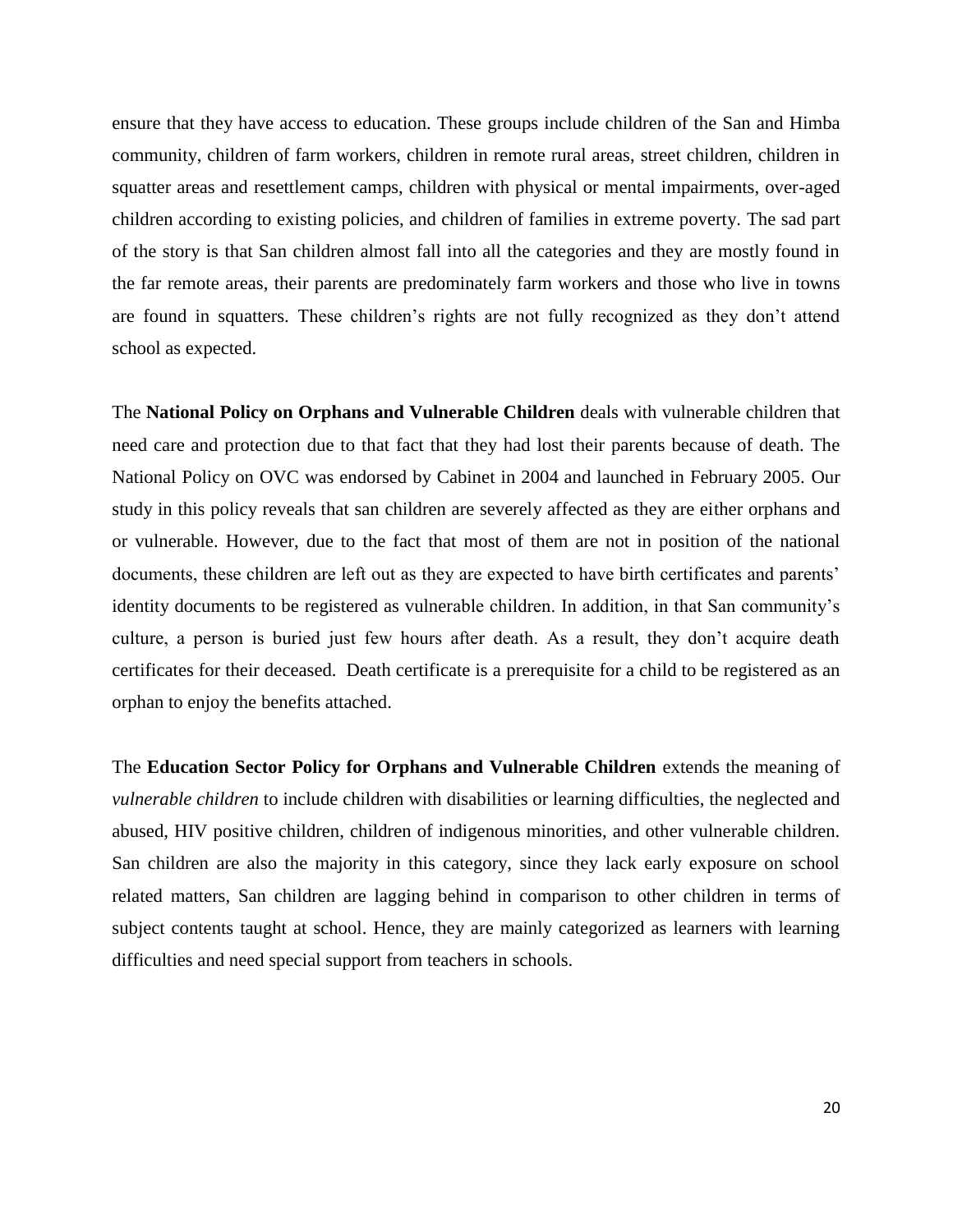ensure that they have access to education. These groups include children of the San and Himba community, children of farm workers, children in remote rural areas, street children, children in squatter areas and resettlement camps, children with physical or mental impairments, over-aged children according to existing policies, and children of families in extreme poverty. The sad part of the story is that San children almost fall into all the categories and they are mostly found in the far remote areas, their parents are predominately farm workers and those who live in towns are found in squatters. These children's rights are not fully recognized as they don't attend school as expected.

The **National Policy on Orphans and Vulnerable Children** deals with vulnerable children that need care and protection due to that fact that they had lost their parents because of death. The National Policy on OVC was endorsed by Cabinet in 2004 and launched in February 2005. Our study in this policy reveals that san children are severely affected as they are either orphans and or vulnerable. However, due to the fact that most of them are not in position of the national documents, these children are left out as they are expected to have birth certificates and parents' identity documents to be registered as vulnerable children. In addition, in that San community's culture, a person is buried just few hours after death. As a result, they don't acquire death certificates for their deceased. Death certificate is a prerequisite for a child to be registered as an orphan to enjoy the benefits attached.

The **Education Sector Policy for Orphans and Vulnerable Children** extends the meaning of *vulnerable children* to include children with disabilities or learning difficulties, the neglected and abused, HIV positive children, children of indigenous minorities, and other vulnerable children. San children are also the majority in this category, since they lack early exposure on school related matters, San children are lagging behind in comparison to other children in terms of subject contents taught at school. Hence, they are mainly categorized as learners with learning difficulties and need special support from teachers in schools.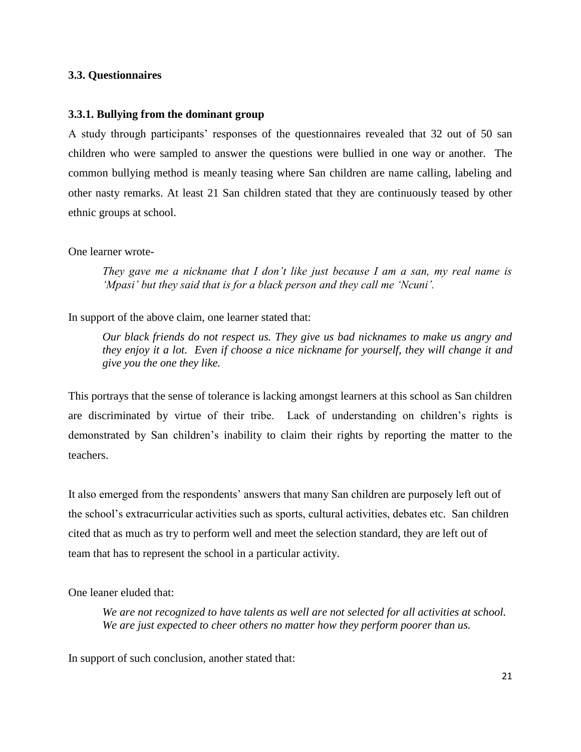### 3.3. Questionnaires

#### 3.3.1. Bullying from the dominant group

A study through participants' responses of the questionnaires revealed that 32 out of 50 san children who were sampled to answer the questions were bullied in one way or another. The common bullying method is meanly teasing where San children are name calling, labeling and other nasty remarks. At least 21 San children stated that they are continuously teased by other ethnic groups at school.

One learner wrote-

> *They gave me a nickname that I don't like just because I am a san, my real name is 'Mpasi' but they said that is for a black person and they call me 'Ncuni'.*

In support of the above claim, one learner stated that:

> *Our black friends do not respect us. They give us bad nicknames to make us angry and they enjoy it a lot. Even if choose a nice nickname for yourself, they will change it and give you the one they like.*

This portrays that the sense of tolerance is lacking amongst learners at this school as San children are discriminated by virtue of their tribe. Lack of understanding on children's rights is demonstrated by San children's inability to claim their rights by reporting the matter to the teachers.

It also emerged from the respondents' answers that many San children are purposely left out of the school's extracurricular activities such as sports, cultural activities, debates etc. San children cited that as much as try to perform well and meet the selection standard, they are left out of team that has to represent the school in a particular activity.

One leaner eluded that:

> *We are not recognized to have talents as well are not selected for all activities at school. We are just expected to cheer others no matter how they perform poorer than us.*

In support of such conclusion, another stated that: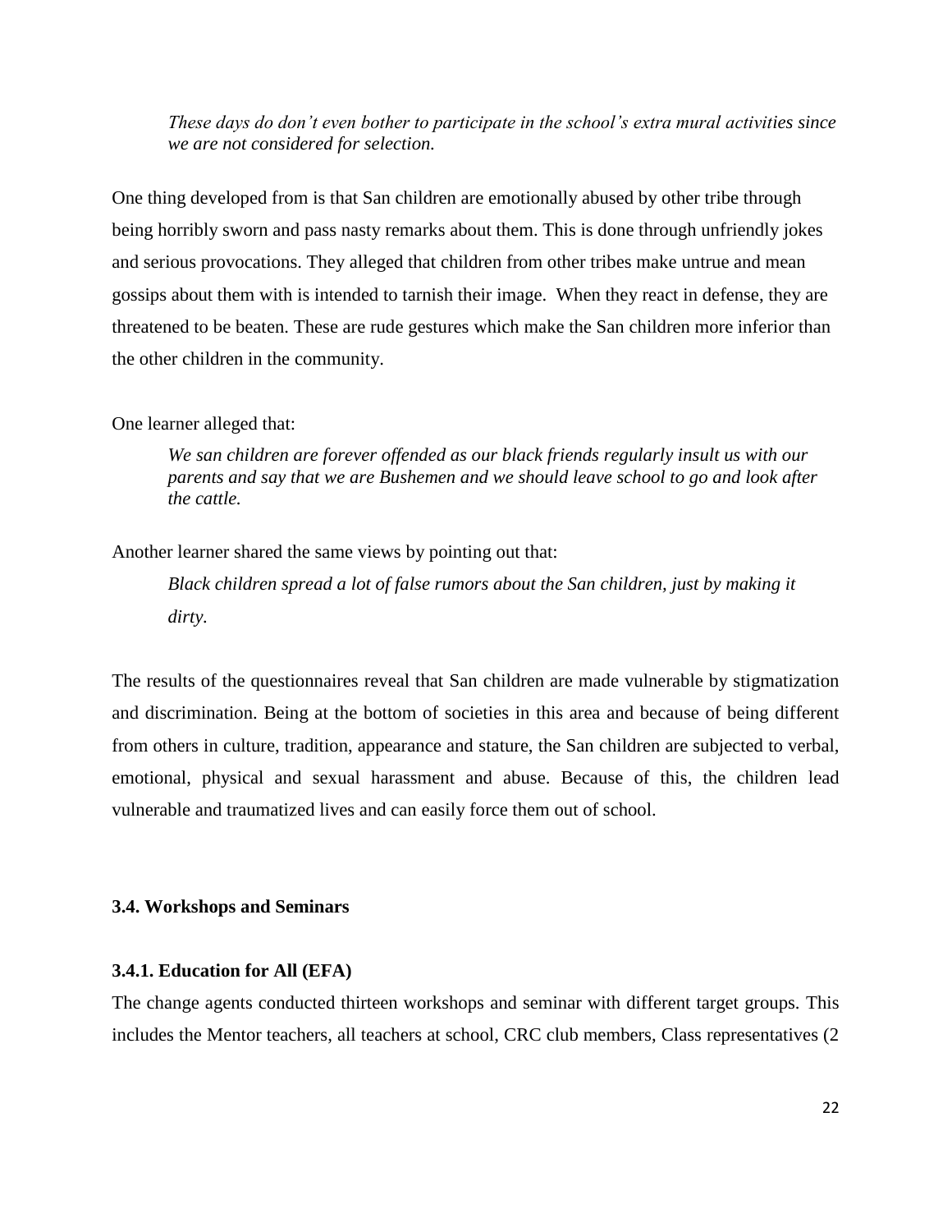> *These days do don't even bother to participate in the school's extra mural activities since we are not considered for selection.*

One thing developed from is that San children are emotionally abused by other tribe through being horribly sworn and pass nasty remarks about them. This is done through unfriendly jokes and serious provocations. They alleged that children from other tribes make untrue and mean gossips about them with is intended to tarnish their image. When they react in defense, they are threatened to be beaten. These are rude gestures which make the San children more inferior than the other children in the community.

One learner alleged that:

> *We san children are forever offended as our black friends regularly insult us with our parents and say that we are Bushemen and we should leave school to go and look after the cattle.*

Another learner shared the same views by pointing out that:

> *Black children spread a lot of false rumors about the San children, just by making it dirty.*

The results of the questionnaires reveal that San children are made vulnerable by stigmatization and discrimination. Being at the bottom of societies in this area and because of being different from others in culture, tradition, appearance and stature, the San children are subjected to verbal, emotional, physical and sexual harassment and abuse. Because of this, the children lead vulnerable and traumatized lives and can easily force them out of school.

### 3.4. Workshops and Seminars

#### 3.4.1. Education for All (EFA)

The change agents conducted thirteen workshops and seminar with different target groups. This includes the Mentor teachers, all teachers at school, CRC club members, Class representatives (2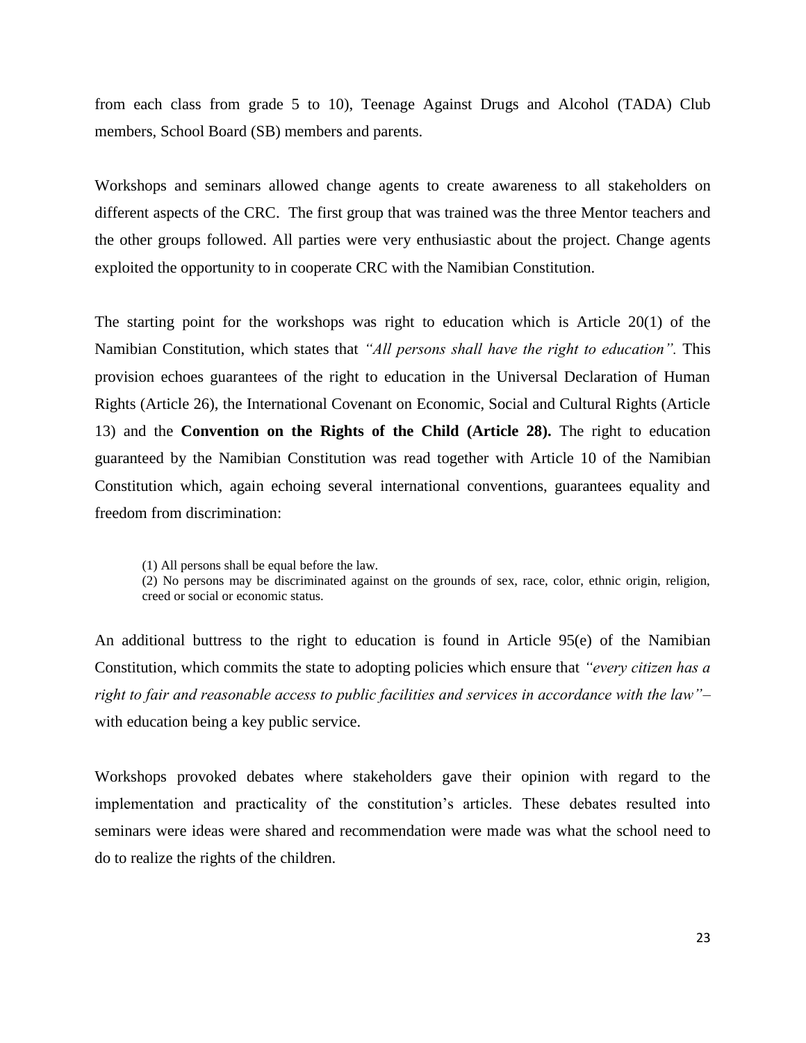from each class from grade 5 to 10), Teenage Against Drugs and Alcohol (TADA) Club members, School Board (SB) members and parents.

Workshops and seminars allowed change agents to create awareness to all stakeholders on different aspects of the CRC. The first group that was trained was the three Mentor teachers and the other groups followed. All parties were very enthusiastic about the project. Change agents exploited the opportunity to in cooperate CRC with the Namibian Constitution.

The starting point for the workshops was right to education which is Article 20(1) of the Namibian Constitution, which states that *"All persons shall have the right to education".* This provision echoes guarantees of the right to education in the Universal Declaration of Human Rights (Article 26), the International Covenant on Economic, Social and Cultural Rights (Article 13) and the **Convention on the Rights of the Child (Article 28).** The right to education guaranteed by the Namibian Constitution was read together with Article 10 of the Namibian Constitution which, again echoing several international conventions, guarantees equality and freedom from discrimination:

> (1) All persons shall be equal before the law.
> (2) No persons may be discriminated against on the grounds of sex, race, color, ethnic origin, religion, creed or social or economic status.

An additional buttress to the right to education is found in Article 95(e) of the Namibian Constitution, which commits the state to adopting policies which ensure that *"every citizen has a right to fair and reasonable access to public facilities and services in accordance with the law"*– with education being a key public service.

Workshops provoked debates where stakeholders gave their opinion with regard to the implementation and practicality of the constitution's articles. These debates resulted into seminars were ideas were shared and recommendation were made was what the school need to do to realize the rights of the children.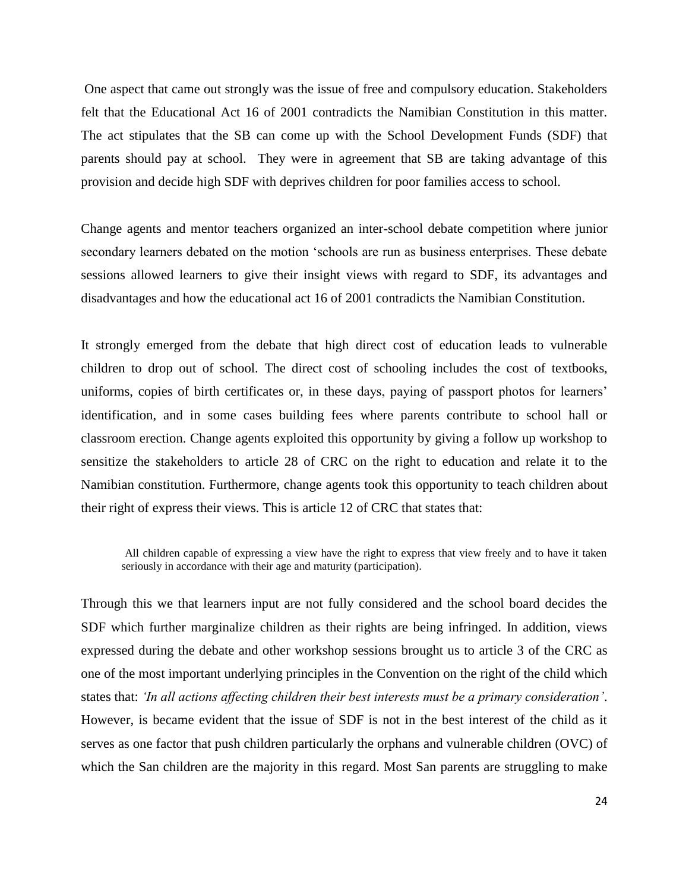One aspect that came out strongly was the issue of free and compulsory education. Stakeholders felt that the Educational Act 16 of 2001 contradicts the Namibian Constitution in this matter. The act stipulates that the SB can come up with the School Development Funds (SDF) that parents should pay at school. They were in agreement that SB are taking advantage of this provision and decide high SDF with deprives children for poor families access to school.

Change agents and mentor teachers organized an inter-school debate competition where junior secondary learners debated on the motion 'schools are run as business enterprises. These debate sessions allowed learners to give their insight views with regard to SDF, its advantages and disadvantages and how the educational act 16 of 2001 contradicts the Namibian Constitution.

It strongly emerged from the debate that high direct cost of education leads to vulnerable children to drop out of school. The direct cost of schooling includes the cost of textbooks, uniforms, copies of birth certificates or, in these days, paying of passport photos for learners' identification, and in some cases building fees where parents contribute to school hall or classroom erection. Change agents exploited this opportunity by giving a follow up workshop to sensitize the stakeholders to article 28 of CRC on the right to education and relate it to the Namibian constitution. Furthermore, change agents took this opportunity to teach children about their right of express their views. This is article 12 of CRC that states that:

> All children capable of expressing a view have the right to express that view freely and to have it taken seriously in accordance with their age and maturity (participation).

Through this we that learners input are not fully considered and the school board decides the SDF which further marginalize children as their rights are being infringed. In addition, views expressed during the debate and other workshop sessions brought us to article 3 of the CRC as one of the most important underlying principles in the Convention on the right of the child which states that: *'In all actions affecting children their best interests must be a primary consideration'*. However, is became evident that the issue of SDF is not in the best interest of the child as it serves as one factor that push children particularly the orphans and vulnerable children (OVC) of which the San children are the majority in this regard. Most San parents are struggling to make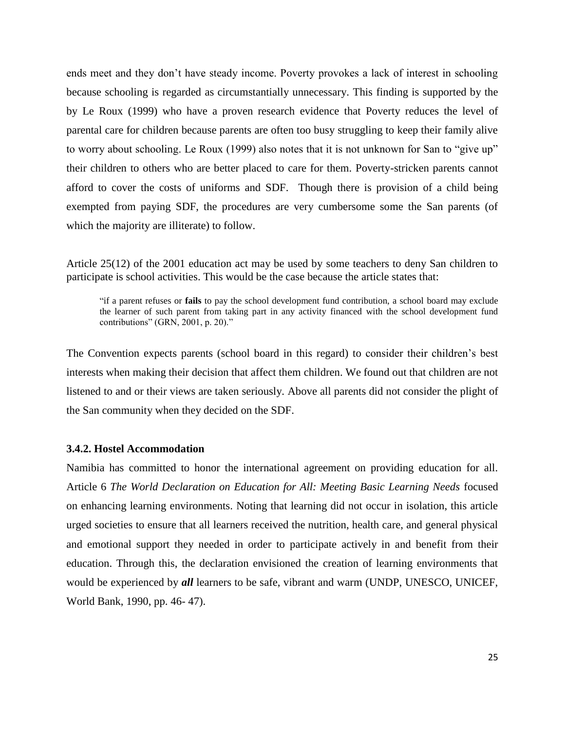ends meet and they don't have steady income. Poverty provokes a lack of interest in schooling because schooling is regarded as circumstantially unnecessary. This finding is supported by the by Le Roux (1999) who have a proven research evidence that Poverty reduces the level of parental care for children because parents are often too busy struggling to keep their family alive to worry about schooling. Le Roux (1999) also notes that it is not unknown for San to "give up" their children to others who are better placed to care for them. Poverty-stricken parents cannot afford to cover the costs of uniforms and SDF. Though there is provision of a child being exempted from paying SDF, the procedures are very cumbersome some the San parents (of which the majority are illiterate) to follow.

Article 25(12) of the 2001 education act may be used by some teachers to deny San children to participate is school activities. This would be the case because the article states that:

> "if a parent refuses or **fails** to pay the school development fund contribution, a school board may exclude the learner of such parent from taking part in any activity financed with the school development fund contributions" (GRN, 2001, p. 20)."

The Convention expects parents (school board in this regard) to consider their children's best interests when making their decision that affect them children. We found out that children are not listened to and or their views are taken seriously. Above all parents did not consider the plight of the San community when they decided on the SDF.

### 3.4.2. Hostel Accommodation

Namibia has committed to honor the international agreement on providing education for all. Article 6 *The World Declaration on Education for All: Meeting Basic Learning Needs* focused on enhancing learning environments. Noting that learning did not occur in isolation, this article urged societies to ensure that all learners received the nutrition, health care, and general physical and emotional support they needed in order to participate actively in and benefit from their education. Through this, the declaration envisioned the creation of learning environments that would be experienced by ***all*** learners to be safe, vibrant and warm (UNDP, UNESCO, UNICEF, World Bank, 1990, pp. 46- 47).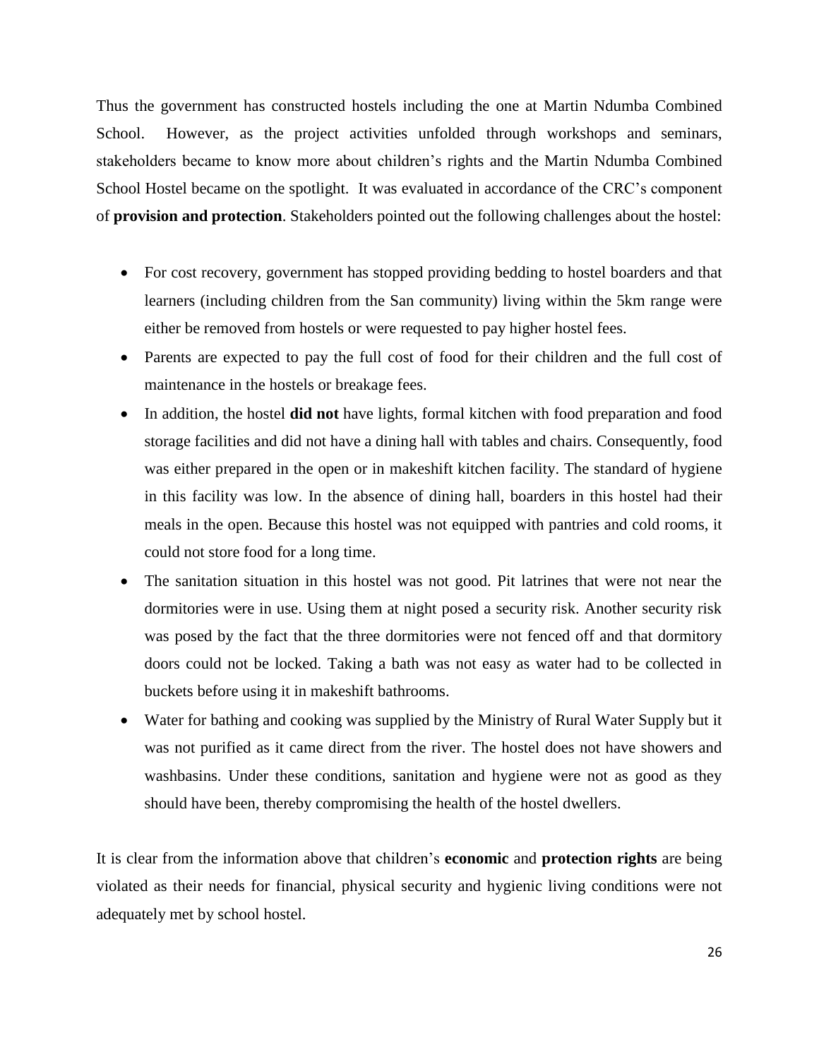Thus the government has constructed hostels including the one at Martin Ndumba Combined School. However, as the project activities unfolded through workshops and seminars, stakeholders became to know more about children's rights and the Martin Ndumba Combined School Hostel became on the spotlight. It was evaluated in accordance of the CRC's component of **provision and protection**. Stakeholders pointed out the following challenges about the hostel:

- For cost recovery, government has stopped providing bedding to hostel boarders and that learners (including children from the San community) living within the 5km range were either be removed from hostels or were requested to pay higher hostel fees.
- Parents are expected to pay the full cost of food for their children and the full cost of maintenance in the hostels or breakage fees.
- In addition, the hostel **did not** have lights, formal kitchen with food preparation and food storage facilities and did not have a dining hall with tables and chairs. Consequently, food was either prepared in the open or in makeshift kitchen facility. The standard of hygiene in this facility was low. In the absence of dining hall, boarders in this hostel had their meals in the open. Because this hostel was not equipped with pantries and cold rooms, it could not store food for a long time.
- The sanitation situation in this hostel was not good. Pit latrines that were not near the dormitories were in use. Using them at night posed a security risk. Another security risk was posed by the fact that the three dormitories were not fenced off and that dormitory doors could not be locked. Taking a bath was not easy as water had to be collected in buckets before using it in makeshift bathrooms.
- Water for bathing and cooking was supplied by the Ministry of Rural Water Supply but it was not purified as it came direct from the river. The hostel does not have showers and washbasins. Under these conditions, sanitation and hygiene were not as good as they should have been, thereby compromising the health of the hostel dwellers.

It is clear from the information above that children's **economic** and **protection rights** are being violated as their needs for financial, physical security and hygienic living conditions were not adequately met by school hostel.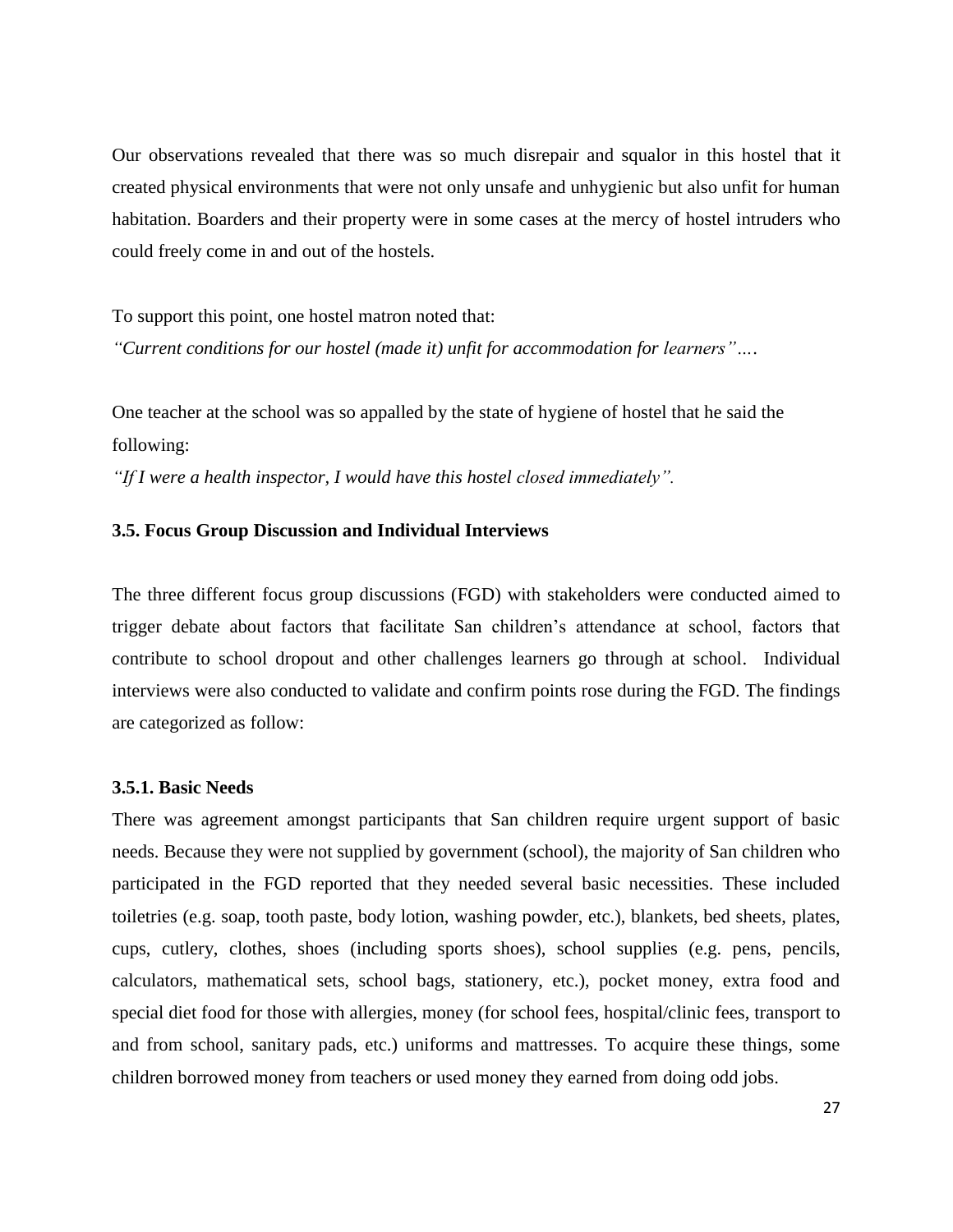Our observations revealed that there was so much disrepair and squalor in this hostel that it created physical environments that were not only unsafe and unhygienic but also unfit for human habitation. Boarders and their property were in some cases at the mercy of hostel intruders who could freely come in and out of the hostels.

To support this point, one hostel matron noted that:

*"Current conditions for our hostel (made it) unfit for accommodation for learners"….*

One teacher at the school was so appalled by the state of hygiene of hostel that he said the following:

*"If I were a health inspector, I would have this hostel closed immediately".*

### 3.5. Focus Group Discussion and Individual Interviews

The three different focus group discussions (FGD) with stakeholders were conducted aimed to trigger debate about factors that facilitate San children's attendance at school, factors that contribute to school dropout and other challenges learners go through at school. Individual interviews were also conducted to validate and confirm points rose during the FGD. The findings are categorized as follow:

#### 3.5.1. Basic Needs

There was agreement amongst participants that San children require urgent support of basic needs. Because they were not supplied by government (school), the majority of San children who participated in the FGD reported that they needed several basic necessities. These included toiletries (e.g. soap, tooth paste, body lotion, washing powder, etc.), blankets, bed sheets, plates, cups, cutlery, clothes, shoes (including sports shoes), school supplies (e.g. pens, pencils, calculators, mathematical sets, school bags, stationery, etc.), pocket money, extra food and special diet food for those with allergies, money (for school fees, hospital/clinic fees, transport to and from school, sanitary pads, etc.) uniforms and mattresses. To acquire these things, some children borrowed money from teachers or used money they earned from doing odd jobs.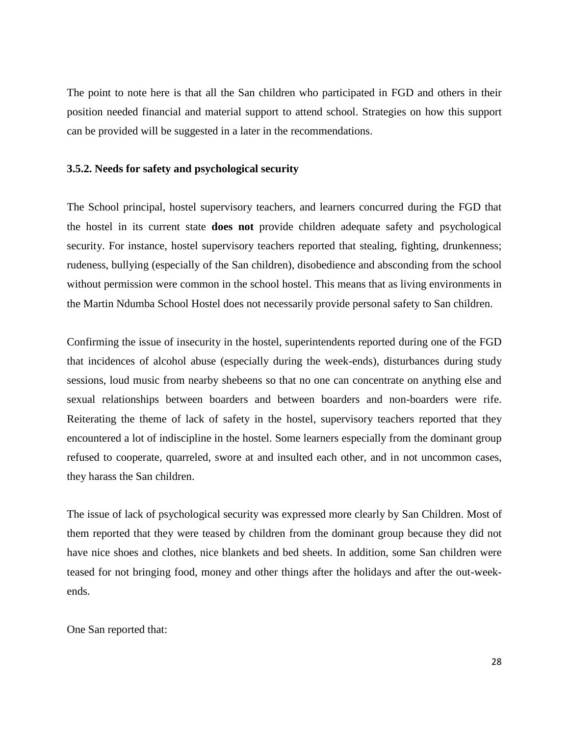The point to note here is that all the San children who participated in FGD and others in their position needed financial and material support to attend school. Strategies on how this support can be provided will be suggested in a later in the recommendations.

### 3.5.2. Needs for safety and psychological security

The School principal, hostel supervisory teachers, and learners concurred during the FGD that the hostel in its current state **does not** provide children adequate safety and psychological security. For instance, hostel supervisory teachers reported that stealing, fighting, drunkenness; rudeness, bullying (especially of the San children), disobedience and absconding from the school without permission were common in the school hostel. This means that as living environments in the Martin Ndumba School Hostel does not necessarily provide personal safety to San children.

Confirming the issue of insecurity in the hostel, superintendents reported during one of the FGD that incidences of alcohol abuse (especially during the week-ends), disturbances during study sessions, loud music from nearby shebeens so that no one can concentrate on anything else and sexual relationships between boarders and between boarders and non-boarders were rife. Reiterating the theme of lack of safety in the hostel, supervisory teachers reported that they encountered a lot of indiscipline in the hostel. Some learners especially from the dominant group refused to cooperate, quarreled, swore at and insulted each other, and in not uncommon cases, they harass the San children.

The issue of lack of psychological security was expressed more clearly by San Children. Most of them reported that they were teased by children from the dominant group because they did not have nice shoes and clothes, nice blankets and bed sheets. In addition, some San children were teased for not bringing food, money and other things after the holidays and after the out-week-ends.

One San reported that: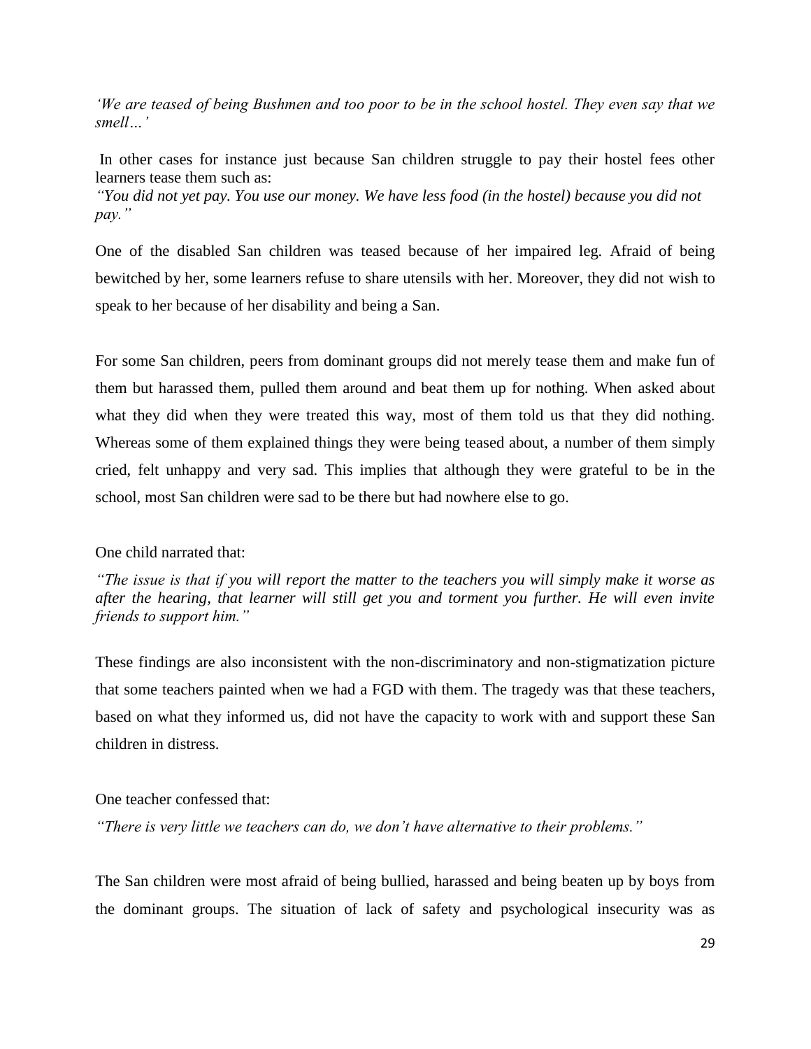*'We are teased of being Bushmen and too poor to be in the school hostel. They even say that we smell…'*

In other cases for instance just because San children struggle to pay their hostel fees other learners tease them such as:

*"You did not yet pay. You use our money. We have less food (in the hostel) because you did not pay."*

One of the disabled San children was teased because of her impaired leg. Afraid of being bewitched by her, some learners refuse to share utensils with her. Moreover, they did not wish to speak to her because of her disability and being a San.

For some San children, peers from dominant groups did not merely tease them and make fun of them but harassed them, pulled them around and beat them up for nothing. When asked about what they did when they were treated this way, most of them told us that they did nothing. Whereas some of them explained things they were being teased about, a number of them simply cried, felt unhappy and very sad. This implies that although they were grateful to be in the school, most San children were sad to be there but had nowhere else to go.

One child narrated that:

*"The issue is that if you will report the matter to the teachers you will simply make it worse as after the hearing, that learner will still get you and torment you further. He will even invite friends to support him."*

These findings are also inconsistent with the non-discriminatory and non-stigmatization picture that some teachers painted when we had a FGD with them. The tragedy was that these teachers, based on what they informed us, did not have the capacity to work with and support these San children in distress.

One teacher confessed that:

*"There is very little we teachers can do, we don't have alternative to their problems."*

The San children were most afraid of being bullied, harassed and being beaten up by boys from the dominant groups. The situation of lack of safety and psychological insecurity was as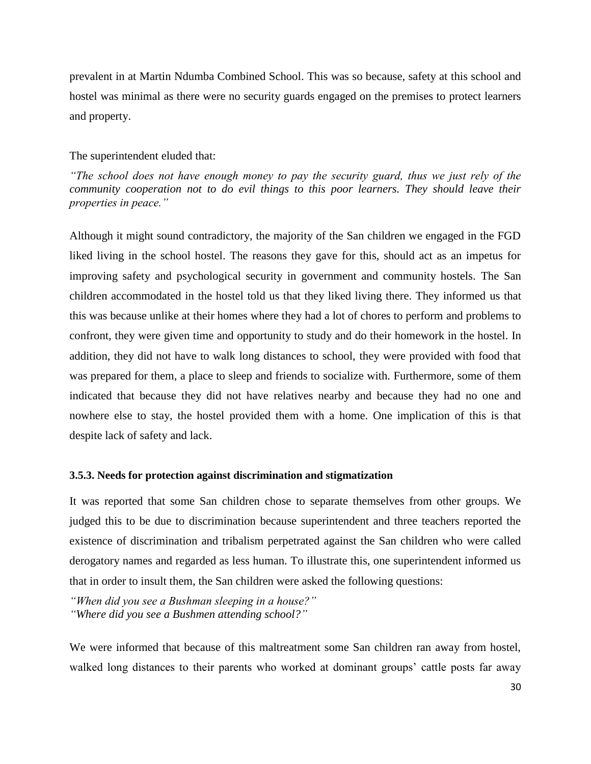prevalent in at Martin Ndumba Combined School. This was so because, safety at this school and hostel was minimal as there were no security guards engaged on the premises to protect learners and property.

The superintendent eluded that:

*"The school does not have enough money to pay the security guard, thus we just rely of the community cooperation not to do evil things to this poor learners. They should leave their properties in peace."*

Although it might sound contradictory, the majority of the San children we engaged in the FGD liked living in the school hostel. The reasons they gave for this, should act as an impetus for improving safety and psychological security in government and community hostels. The San children accommodated in the hostel told us that they liked living there. They informed us that this was because unlike at their homes where they had a lot of chores to perform and problems to confront, they were given time and opportunity to study and do their homework in the hostel. In addition, they did not have to walk long distances to school, they were provided with food that was prepared for them, a place to sleep and friends to socialize with. Furthermore, some of them indicated that because they did not have relatives nearby and because they had no one and nowhere else to stay, the hostel provided them with a home. One implication of this is that despite lack of safety and lack.

### 3.5.3. Needs for protection against discrimination and stigmatization

It was reported that some San children chose to separate themselves from other groups. We judged this to be due to discrimination because superintendent and three teachers reported the existence of discrimination and tribalism perpetrated against the San children who were called derogatory names and regarded as less human. To illustrate this, one superintendent informed us that in order to insult them, the San children were asked the following questions:

*"When did you see a Bushman sleeping in a house?"*
*"Where did you see a Bushmen attending school?"*

We were informed that because of this maltreatment some San children ran away from hostel, walked long distances to their parents who worked at dominant groups' cattle posts far away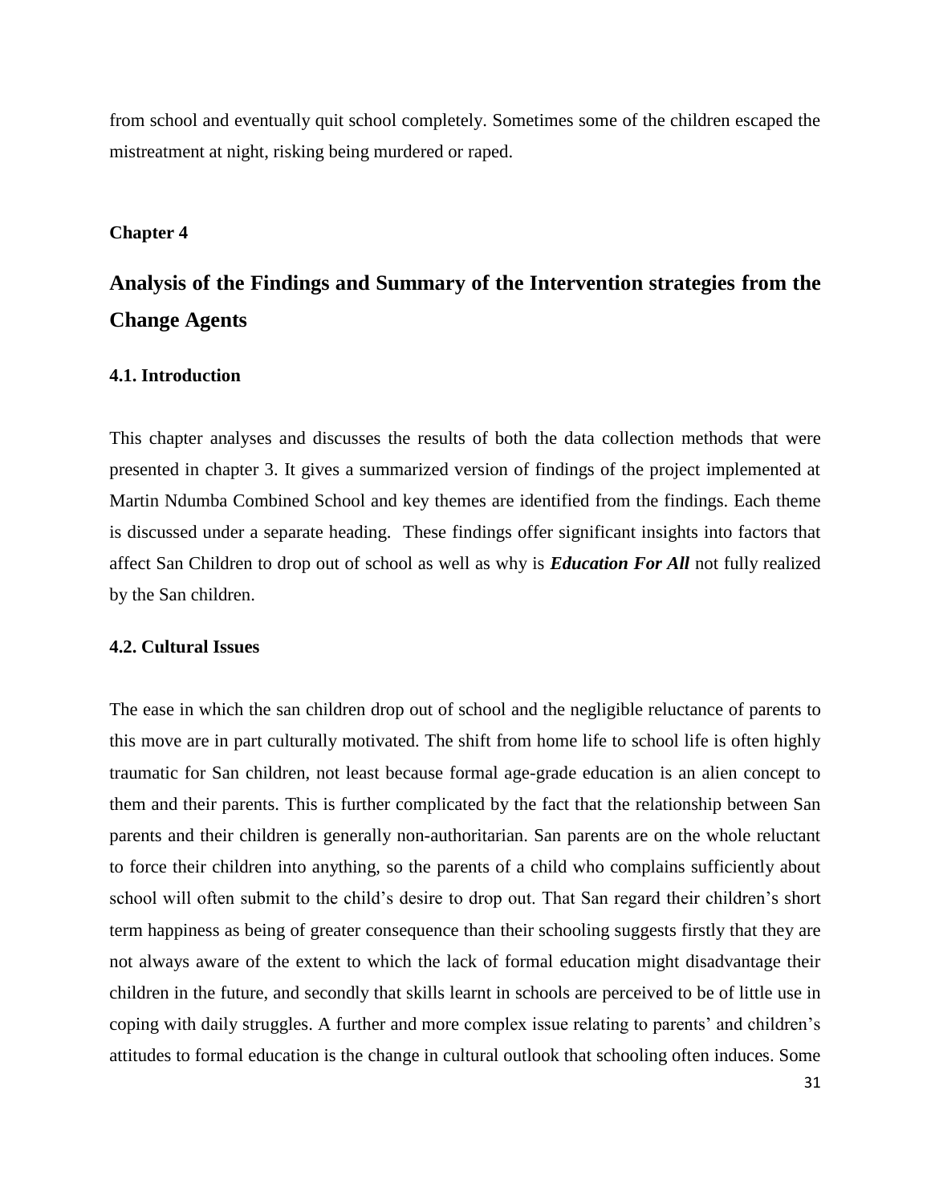from school and eventually quit school completely. Sometimes some of the children escaped the mistreatment at night, risking being murdered or raped.

**Chapter 4**

# Analysis of the Findings and Summary of the Intervention strategies from the Change Agents

### 4.1. Introduction

This chapter analyses and discusses the results of both the data collection methods that were presented in chapter 3. It gives a summarized version of findings of the project implemented at Martin Ndumba Combined School and key themes are identified from the findings. Each theme is discussed under a separate heading. These findings offer significant insights into factors that affect San Children to drop out of school as well as why is ***Education For All*** not fully realized by the San children.

### 4.2. Cultural Issues

The ease in which the san children drop out of school and the negligible reluctance of parents to this move are in part culturally motivated. The shift from home life to school life is often highly traumatic for San children, not least because formal age-grade education is an alien concept to them and their parents. This is further complicated by the fact that the relationship between San parents and their children is generally non-authoritarian. San parents are on the whole reluctant to force their children into anything, so the parents of a child who complains sufficiently about school will often submit to the child's desire to drop out. That San regard their children's short term happiness as being of greater consequence than their schooling suggests firstly that they are not always aware of the extent to which the lack of formal education might disadvantage their children in the future, and secondly that skills learnt in schools are perceived to be of little use in coping with daily struggles. A further and more complex issue relating to parents' and children's attitudes to formal education is the change in cultural outlook that schooling often induces. Some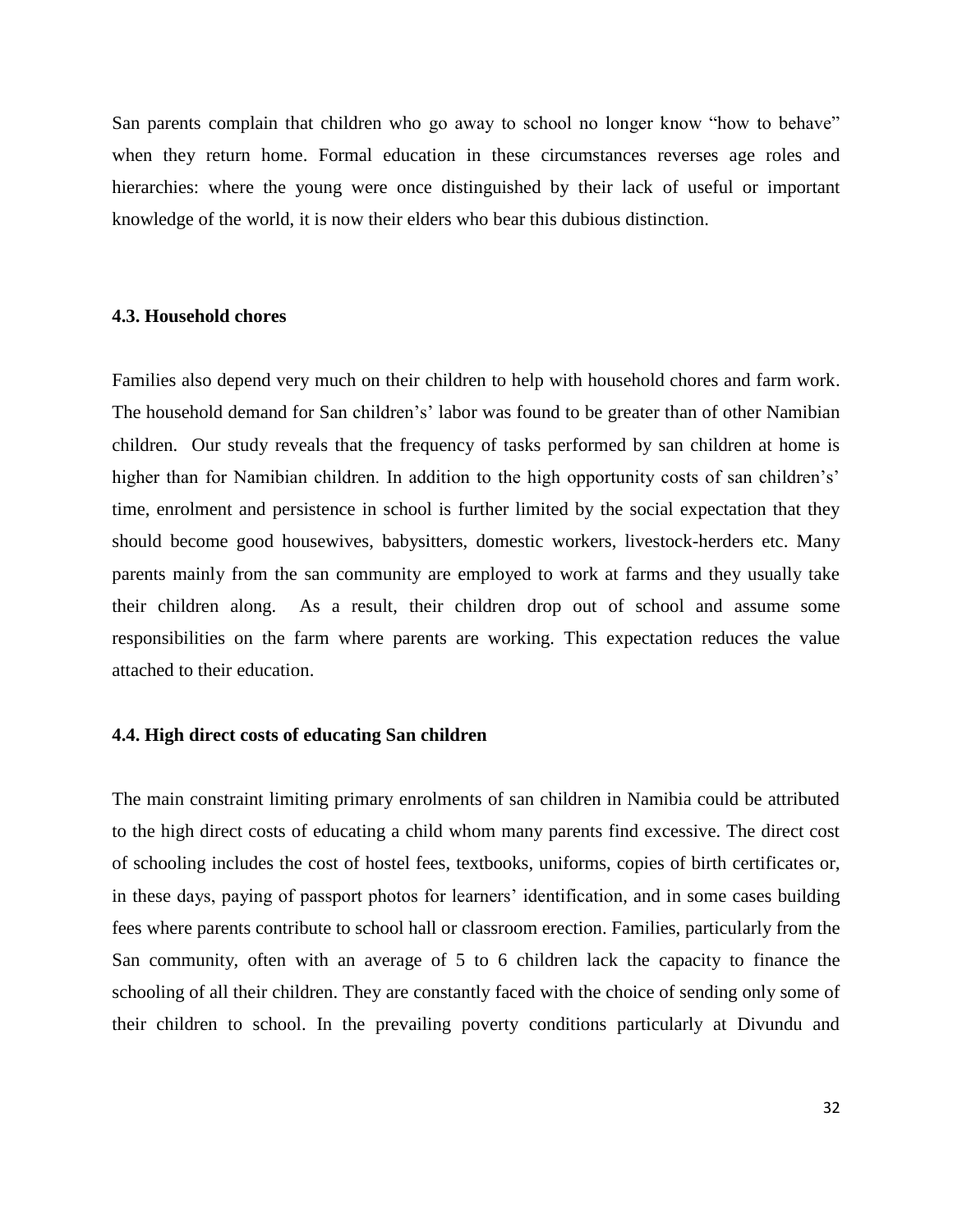San parents complain that children who go away to school no longer know "how to behave" when they return home. Formal education in these circumstances reverses age roles and hierarchies: where the young were once distinguished by their lack of useful or important knowledge of the world, it is now their elders who bear this dubious distinction.

### 4.3. Household chores

Families also depend very much on their children to help with household chores and farm work. The household demand for San children's' labor was found to be greater than of other Namibian children. Our study reveals that the frequency of tasks performed by san children at home is higher than for Namibian children. In addition to the high opportunity costs of san children's' time, enrolment and persistence in school is further limited by the social expectation that they should become good housewives, babysitters, domestic workers, livestock-herders etc. Many parents mainly from the san community are employed to work at farms and they usually take their children along. As a result, their children drop out of school and assume some responsibilities on the farm where parents are working. This expectation reduces the value attached to their education.

### 4.4. High direct costs of educating San children

The main constraint limiting primary enrolments of san children in Namibia could be attributed to the high direct costs of educating a child whom many parents find excessive. The direct cost of schooling includes the cost of hostel fees, textbooks, uniforms, copies of birth certificates or, in these days, paying of passport photos for learners' identification, and in some cases building fees where parents contribute to school hall or classroom erection. Families, particularly from the San community, often with an average of 5 to 6 children lack the capacity to finance the schooling of all their children. They are constantly faced with the choice of sending only some of their children to school. In the prevailing poverty conditions particularly at Divundu and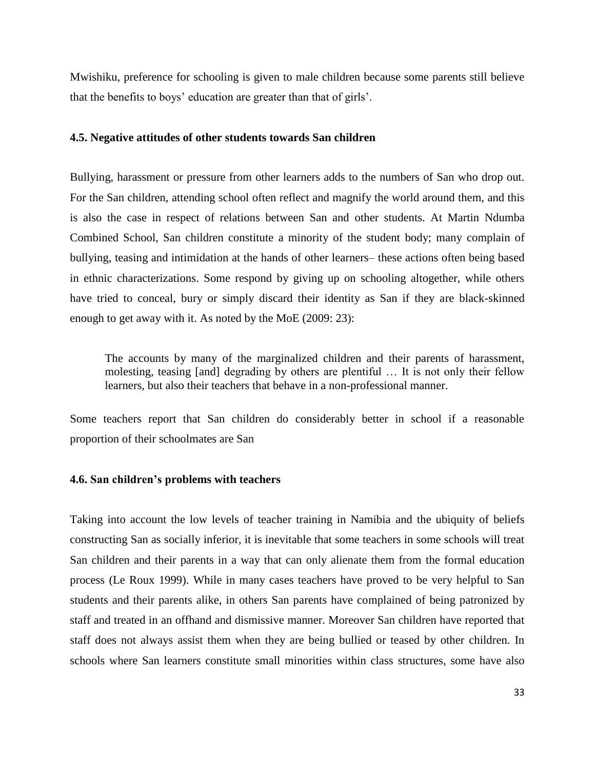Mwishiku, preference for schooling is given to male children because some parents still believe that the benefits to boys' education are greater than that of girls'.

### 4.5. Negative attitudes of other students towards San children

Bullying, harassment or pressure from other learners adds to the numbers of San who drop out. For the San children, attending school often reflect and magnify the world around them, and this is also the case in respect of relations between San and other students. At Martin Ndumba Combined School, San children constitute a minority of the student body; many complain of bullying, teasing and intimidation at the hands of other learners– these actions often being based in ethnic characterizations. Some respond by giving up on schooling altogether, while others have tried to conceal, bury or simply discard their identity as San if they are black-skinned enough to get away with it. As noted by the MoE (2009: 23):

> The accounts by many of the marginalized children and their parents of harassment, molesting, teasing [and] degrading by others are plentiful … It is not only their fellow learners, but also their teachers that behave in a non-professional manner.

Some teachers report that San children do considerably better in school if a reasonable proportion of their schoolmates are San

### 4.6. San children's problems with teachers

Taking into account the low levels of teacher training in Namibia and the ubiquity of beliefs constructing San as socially inferior, it is inevitable that some teachers in some schools will treat San children and their parents in a way that can only alienate them from the formal education process (Le Roux 1999). While in many cases teachers have proved to be very helpful to San students and their parents alike, in others San parents have complained of being patronized by staff and treated in an offhand and dismissive manner. Moreover San children have reported that staff does not always assist them when they are being bullied or teased by other children. In schools where San learners constitute small minorities within class structures, some have also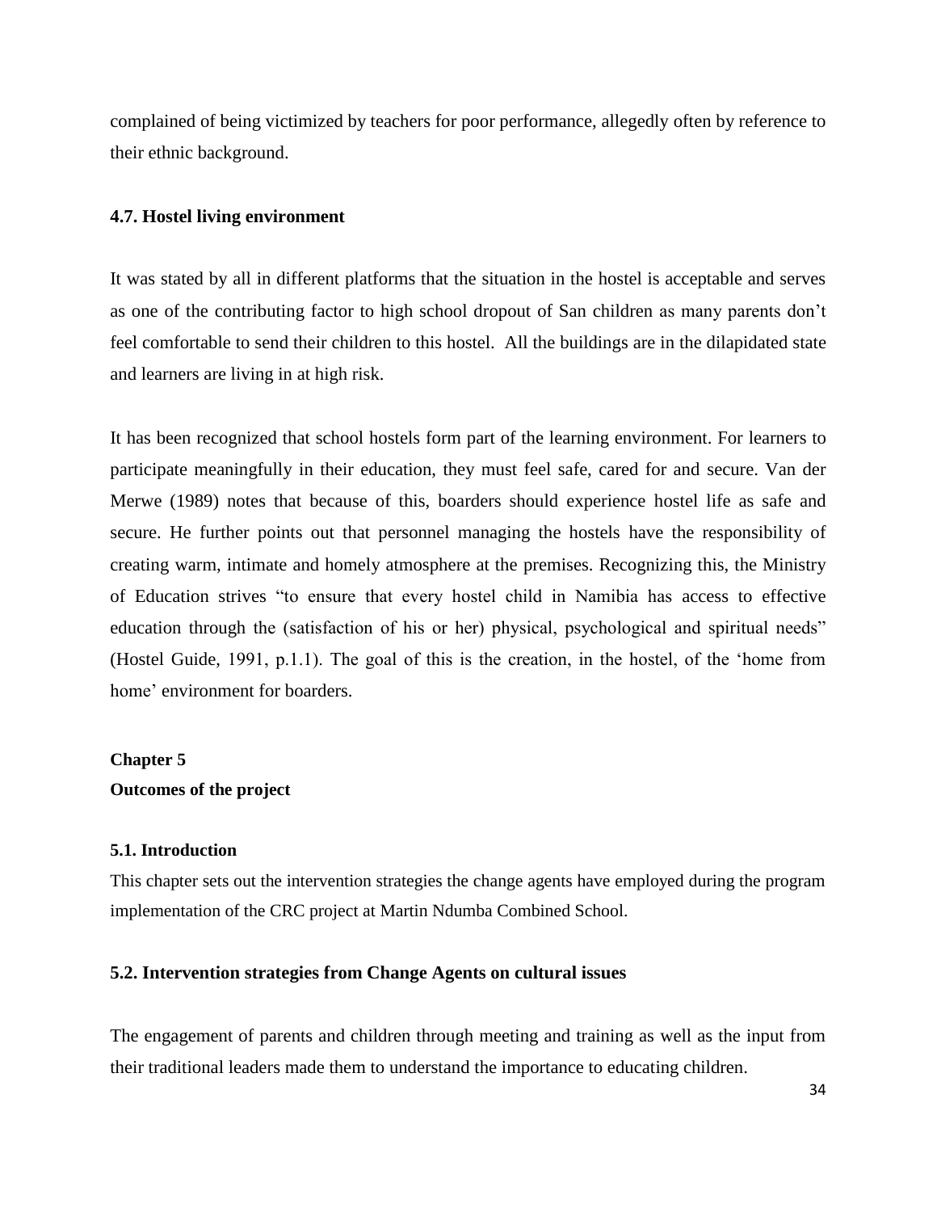complained of being victimized by teachers for poor performance, allegedly often by reference to their ethnic background.

### 4.7. Hostel living environment

It was stated by all in different platforms that the situation in the hostel is acceptable and serves as one of the contributing factor to high school dropout of San children as many parents don't feel comfortable to send their children to this hostel.  All the buildings are in the dilapidated state and learners are living in at high risk.

It has been recognized that school hostels form part of the learning environment. For learners to participate meaningfully in their education, they must feel safe, cared for and secure. Van der Merwe (1989) notes that because of this, boarders should experience hostel life as safe and secure. He further points out that personnel managing the hostels have the responsibility of creating warm, intimate and homely atmosphere at the premises. Recognizing this, the Ministry of Education strives "to ensure that every hostel child in Namibia has access to effective education through the (satisfaction of his or her) physical, psychological and spiritual needs" (Hostel Guide, 1991, p.1.1). The goal of this is the creation, in the hostel, of the 'home from home' environment for boarders.

## Chapter 5
## Outcomes of the project

### 5.1. Introduction

This chapter sets out the intervention strategies the change agents have employed during the program implementation of the CRC project at Martin Ndumba Combined School.

### 5.2. Intervention strategies from Change Agents on cultural issues

The engagement of parents and children through meeting and training as well as the input from their traditional leaders made them to understand the importance to educating children.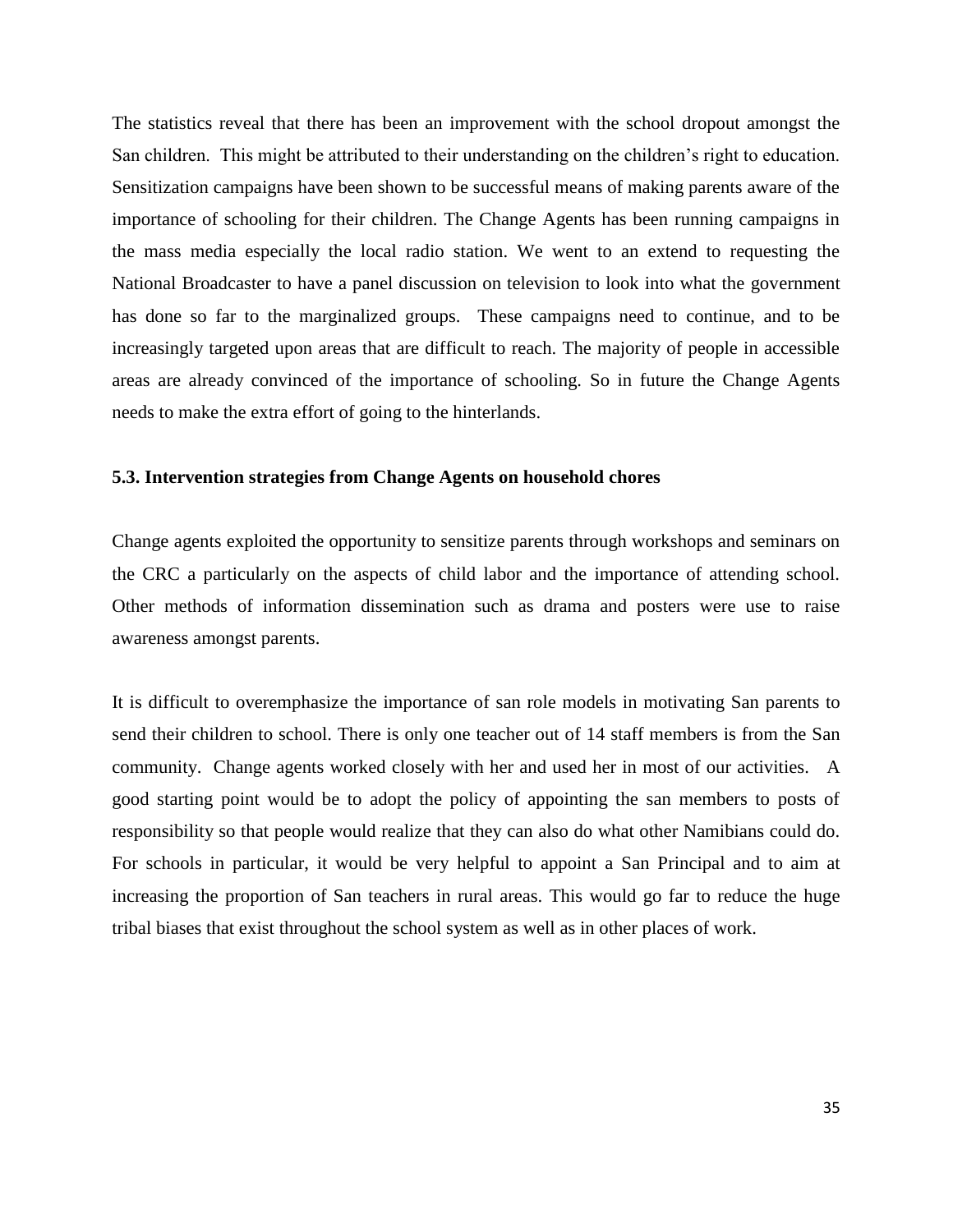The statistics reveal that there has been an improvement with the school dropout amongst the San children. This might be attributed to their understanding on the children's right to education. Sensitization campaigns have been shown to be successful means of making parents aware of the importance of schooling for their children. The Change Agents has been running campaigns in the mass media especially the local radio station. We went to an extend to requesting the National Broadcaster to have a panel discussion on television to look into what the government has done so far to the marginalized groups. These campaigns need to continue, and to be increasingly targeted upon areas that are difficult to reach. The majority of people in accessible areas are already convinced of the importance of schooling. So in future the Change Agents needs to make the extra effort of going to the hinterlands.

### 5.3. Intervention strategies from Change Agents on household chores

Change agents exploited the opportunity to sensitize parents through workshops and seminars on the CRC a particularly on the aspects of child labor and the importance of attending school. Other methods of information dissemination such as drama and posters were use to raise awareness amongst parents.

It is difficult to overemphasize the importance of san role models in motivating San parents to send their children to school. There is only one teacher out of 14 staff members is from the San community. Change agents worked closely with her and used her in most of our activities. A good starting point would be to adopt the policy of appointing the san members to posts of responsibility so that people would realize that they can also do what other Namibians could do. For schools in particular, it would be very helpful to appoint a San Principal and to aim at increasing the proportion of San teachers in rural areas. This would go far to reduce the huge tribal biases that exist throughout the school system as well as in other places of work.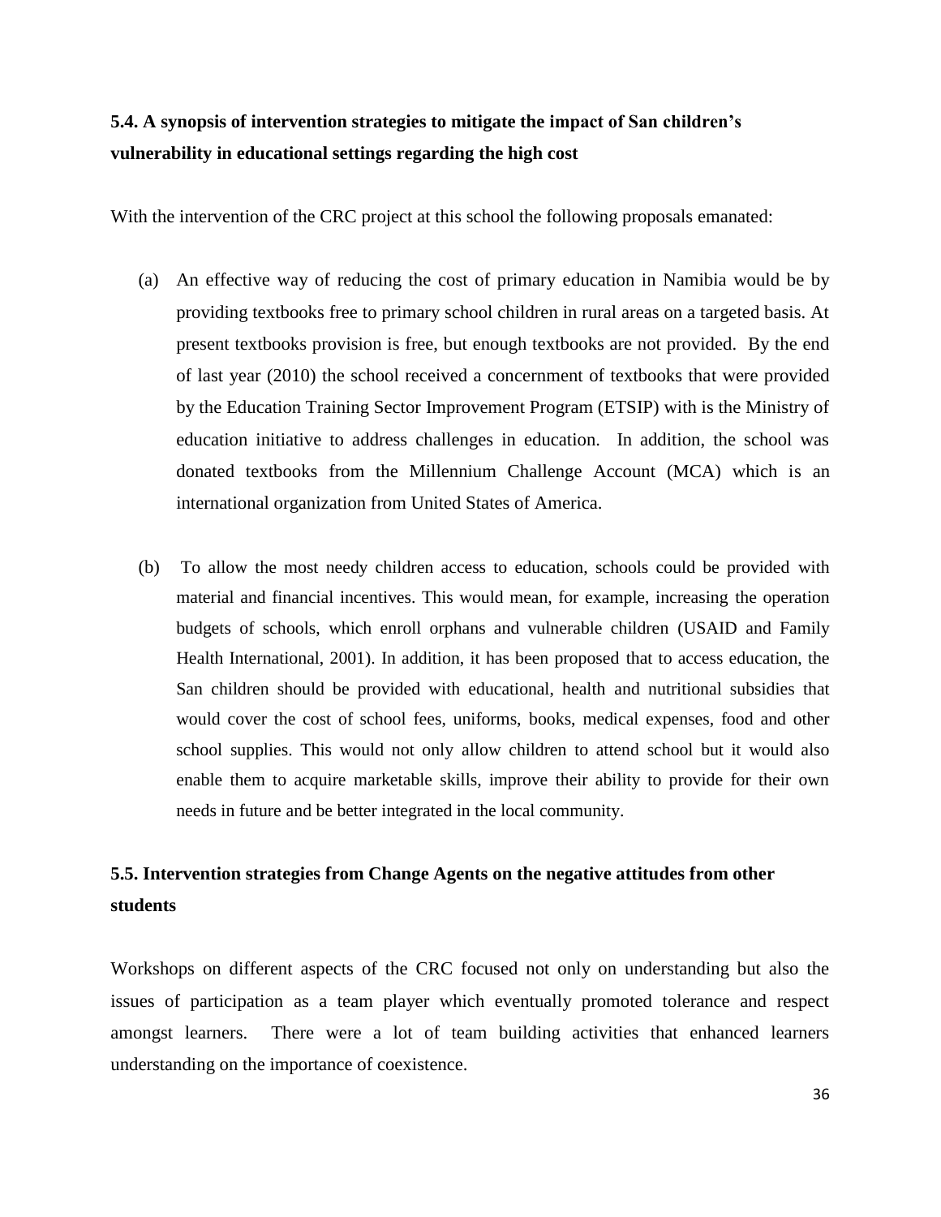### 5.4. A synopsis of intervention strategies to mitigate the impact of San children's vulnerability in educational settings regarding the high cost

With the intervention of the CRC project at this school the following proposals emanated:

(a) An effective way of reducing the cost of primary education in Namibia would be by providing textbooks free to primary school children in rural areas on a targeted basis. At present textbooks provision is free, but enough textbooks are not provided. By the end of last year (2010) the school received a concernment of textbooks that were provided by the Education Training Sector Improvement Program (ETSIP) with is the Ministry of education initiative to address challenges in education. In addition, the school was donated textbooks from the Millennium Challenge Account (MCA) which is an international organization from United States of America.

(b) To allow the most needy children access to education, schools could be provided with material and financial incentives. This would mean, for example, increasing the operation budgets of schools, which enroll orphans and vulnerable children (USAID and Family Health International, 2001). In addition, it has been proposed that to access education, the San children should be provided with educational, health and nutritional subsidies that would cover the cost of school fees, uniforms, books, medical expenses, food and other school supplies. This would not only allow children to attend school but it would also enable them to acquire marketable skills, improve their ability to provide for their own needs in future and be better integrated in the local community.

### 5.5. Intervention strategies from Change Agents on the negative attitudes from other students

Workshops on different aspects of the CRC focused not only on understanding but also the issues of participation as a team player which eventually promoted tolerance and respect amongst learners. There were a lot of team building activities that enhanced learners understanding on the importance of coexistence.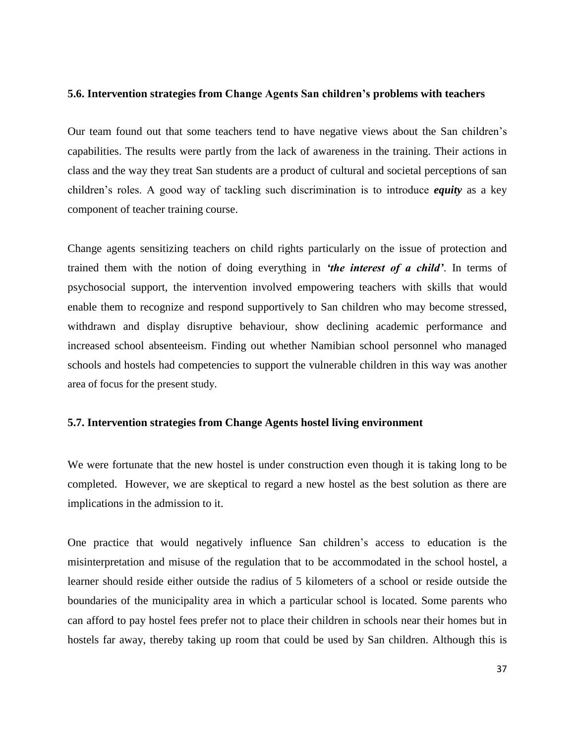### 5.6. Intervention strategies from Change Agents San children's problems with teachers

Our team found out that some teachers tend to have negative views about the San children's capabilities. The results were partly from the lack of awareness in the training. Their actions in class and the way they treat San students are a product of cultural and societal perceptions of san children's roles. A good way of tackling such discrimination is to introduce ***equity*** as a key component of teacher training course.

Change agents sensitizing teachers on child rights particularly on the issue of protection and trained them with the notion of doing everything in ***'the interest of a child'***. In terms of psychosocial support, the intervention involved empowering teachers with skills that would enable them to recognize and respond supportively to San children who may become stressed, withdrawn and display disruptive behaviour, show declining academic performance and increased school absenteeism. Finding out whether Namibian school personnel who managed schools and hostels had competencies to support the vulnerable children in this way was another area of focus for the present study.

### 5.7. Intervention strategies from Change Agents hostel living environment

We were fortunate that the new hostel is under construction even though it is taking long to be completed. However, we are skeptical to regard a new hostel as the best solution as there are implications in the admission to it.

One practice that would negatively influence San children's access to education is the misinterpretation and misuse of the regulation that to be accommodated in the school hostel, a learner should reside either outside the radius of 5 kilometers of a school or reside outside the boundaries of the municipality area in which a particular school is located. Some parents who can afford to pay hostel fees prefer not to place their children in schools near their homes but in hostels far away, thereby taking up room that could be used by San children. Although this is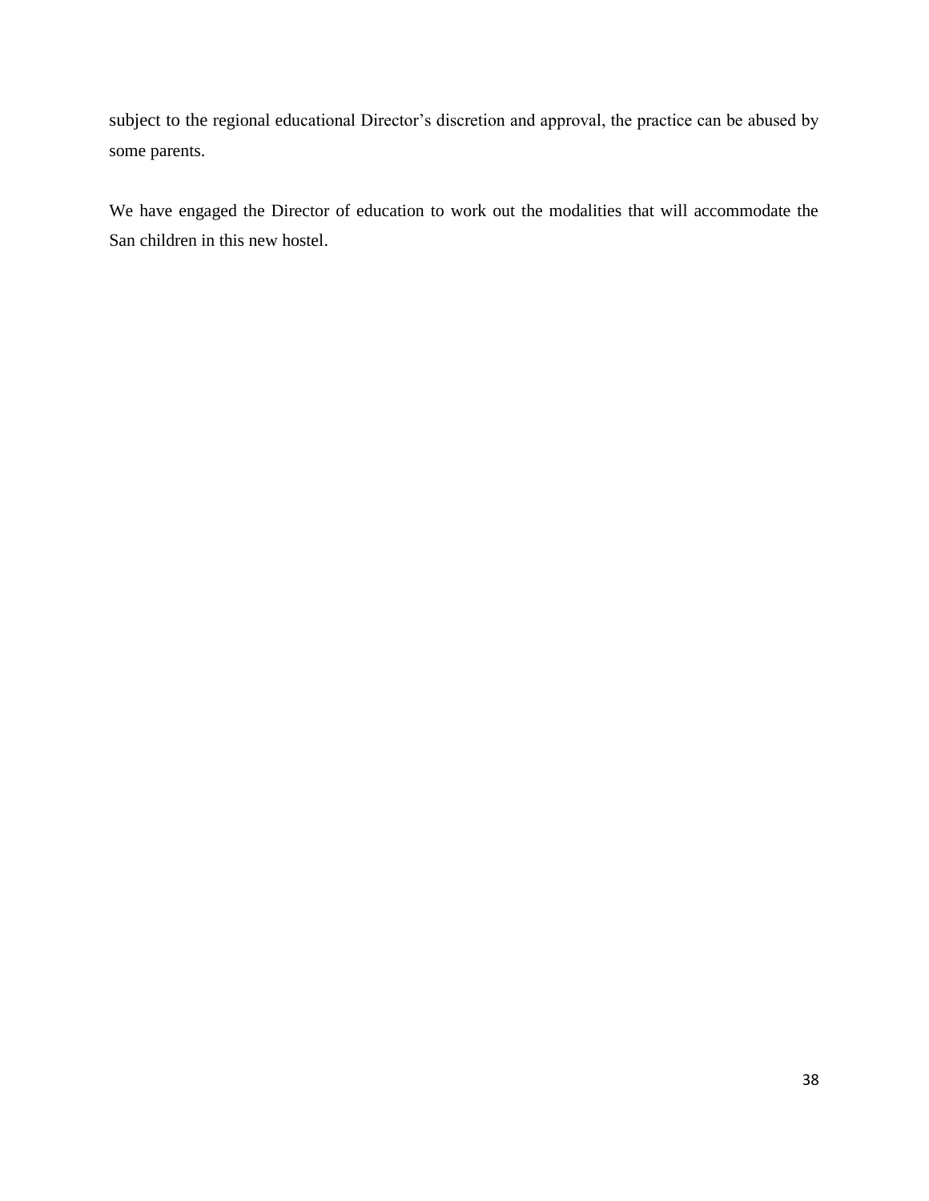subject to the regional educational Director's discretion and approval, the practice can be abused by some parents.

We have engaged the Director of education to work out the modalities that will accommodate the San children in this new hostel.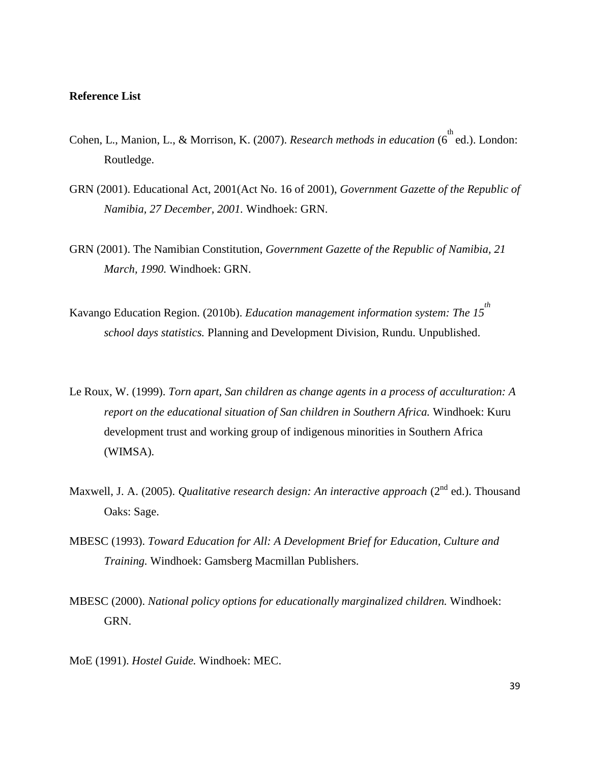**Reference List**

Cohen, L., Manion, L., & Morrison, K. (2007). *Research methods in education* (6th ed.). London: Routledge.

GRN (2001). Educational Act, 2001(Act No. 16 of 2001), *Government Gazette of the Republic of Namibia, 27 December, 2001.* Windhoek: GRN.

GRN (2001). The Namibian Constitution, *Government Gazette of the Republic of Namibia, 21 March, 1990.* Windhoek: GRN.

Kavango Education Region. (2010b). *Education management information system: The 15th school days statistics.* Planning and Development Division, Rundu. Unpublished.

Le Roux, W. (1999). *Torn apart, San children as change agents in a process of acculturation: A report on the educational situation of San children in Southern Africa.* Windhoek: Kuru development trust and working group of indigenous minorities in Southern Africa (WIMSA).

Maxwell, J. A. (2005). *Qualitative research design: An interactive approach* (2nd ed.). Thousand Oaks: Sage.

MBESC (1993). *Toward Education for All: A Development Brief for Education, Culture and Training.* Windhoek: Gamsberg Macmillan Publishers.

MBESC (2000). *National policy options for educationally marginalized children.* Windhoek: GRN.

MoE (1991). *Hostel Guide.* Windhoek: MEC.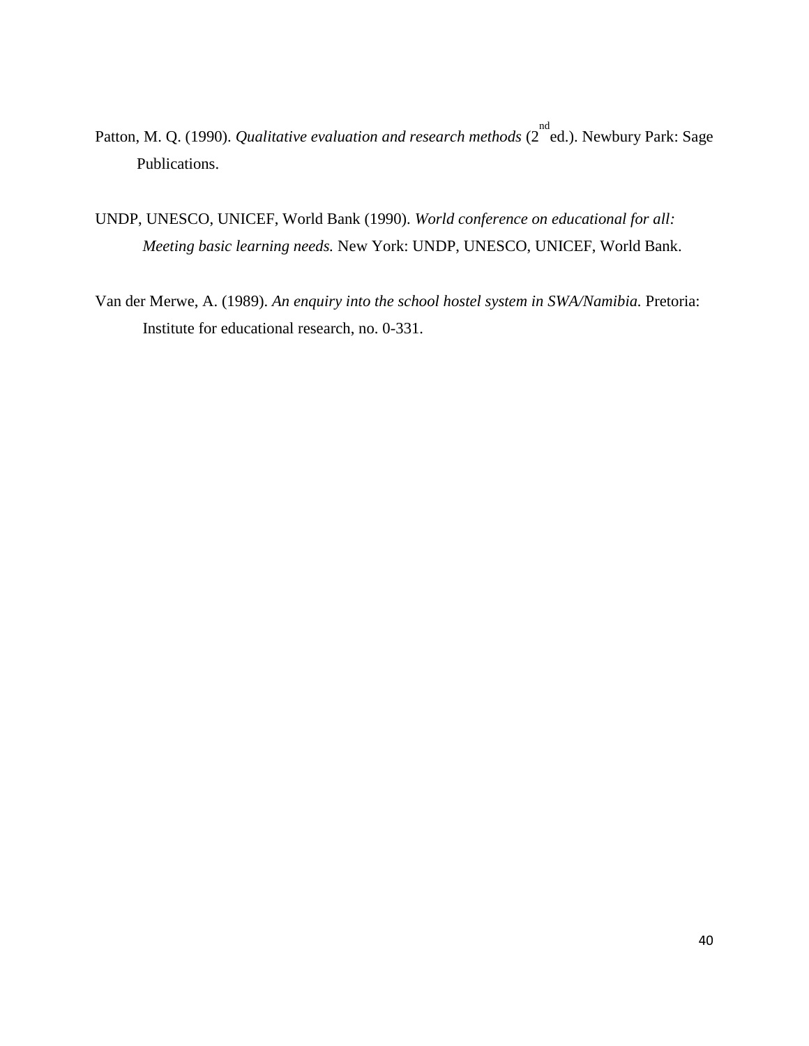Patton, M. Q. (1990). *Qualitative evaluation and research methods* (2nd ed.). Newbury Park: Sage Publications.

UNDP, UNESCO, UNICEF, World Bank (1990). *World conference on educational for all: Meeting basic learning needs.* New York: UNDP, UNESCO, UNICEF, World Bank.

Van der Merwe, A. (1989). *An enquiry into the school hostel system in SWA/Namibia.* Pretoria: Institute for educational research, no. 0-331.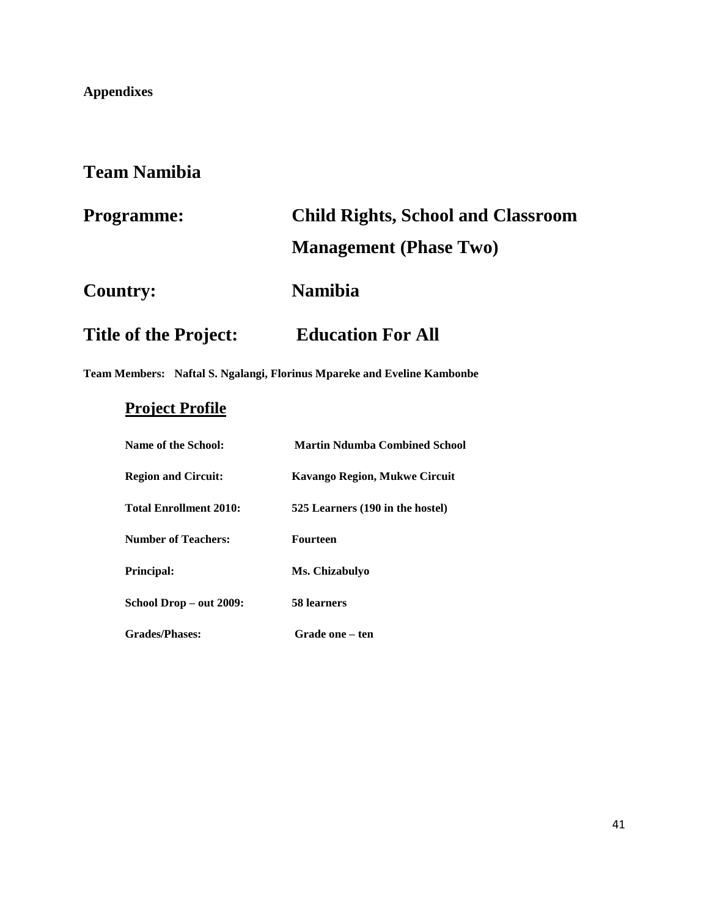**Appendixes**

# Team Namibia

**Programme:** **Child Rights, School and Classroom Management (Phase Two)**

**Country:** **Namibia**

**Title of the Project:** **Education For All**

**Team Members: Naftal S. Ngalangi, Florinus Mpareke and Eveline Kambonbe**

## Project Profile

| | |
|---|---|
| **Name of the School:** | **Martin Ndumba Combined School** |
| **Region and Circuit:** | **Kavango Region, Mukwe Circuit** |
| **Total Enrollment 2010:** | **525 Learners (190 in the hostel)** |
| **Number of Teachers:** | **Fourteen** |
| **Principal:** | **Ms. Chizabulyo** |
| **School Drop – out 2009:** | **58 learners** |
| **Grades/Phases:** | **Grade one – ten** |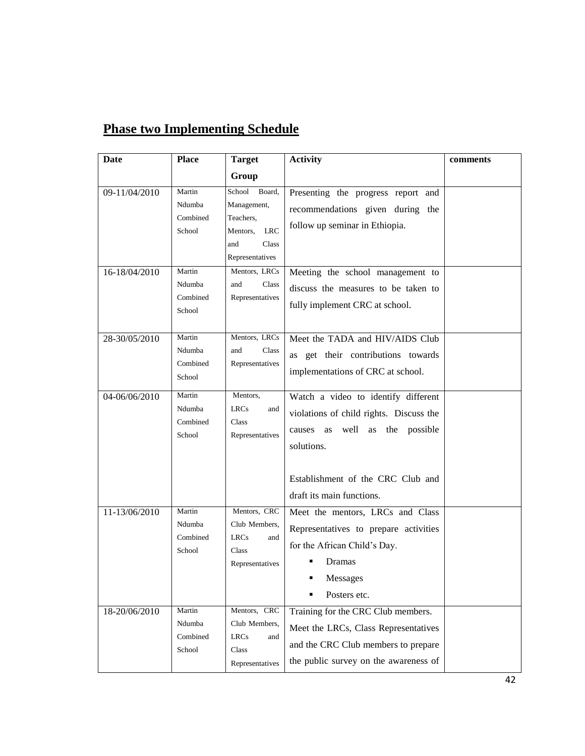## Phase two Implementing Schedule

| Date | Place | Target Group | Activity | comments |
|---|---|---|---|---|
| 09-11/04/2010 | Martin Ndumba Combined School | School Board, Management, Teachers, Mentors, LRC and Class Representatives | Presenting the progress report and recommendations given during the follow up seminar in Ethiopia. | |
| 16-18/04/2010 | Martin Ndumba Combined School | Mentors, LRCs and Class Representatives | Meeting the school management to discuss the measures to be taken to fully implement CRC at school. | |
| 28-30/05/2010 | Martin Ndumba Combined School | Mentors, LRCs and Class Representatives | Meet the TADA and HIV/AIDS Club as get their contributions towards implementations of CRC at school. | |
| 04-06/06/2010 | Martin Ndumba Combined School | Mentors, LRCs and Class Representatives | Watch a video to identify different violations of child rights. Discuss the causes as well as the possible solutions.<br><br>Establishment of the CRC Club and draft its main functions. | |
| 11-13/06/2010 | Martin Ndumba Combined School | Mentors, CRC Club Members, LRCs and Class Representatives | Meet the mentors, LRCs and Class Representatives to prepare activities for the African Child's Day.<br>▪ Dramas<br>▪ Messages<br>▪ Posters etc. | |
| 18-20/06/2010 | Martin Ndumba Combined School | Mentors, CRC Club Members, LRCs and Class Representatives | Training for the CRC Club members. Meet the LRCs, Class Representatives and the CRC Club members to prepare the public survey on the awareness of | |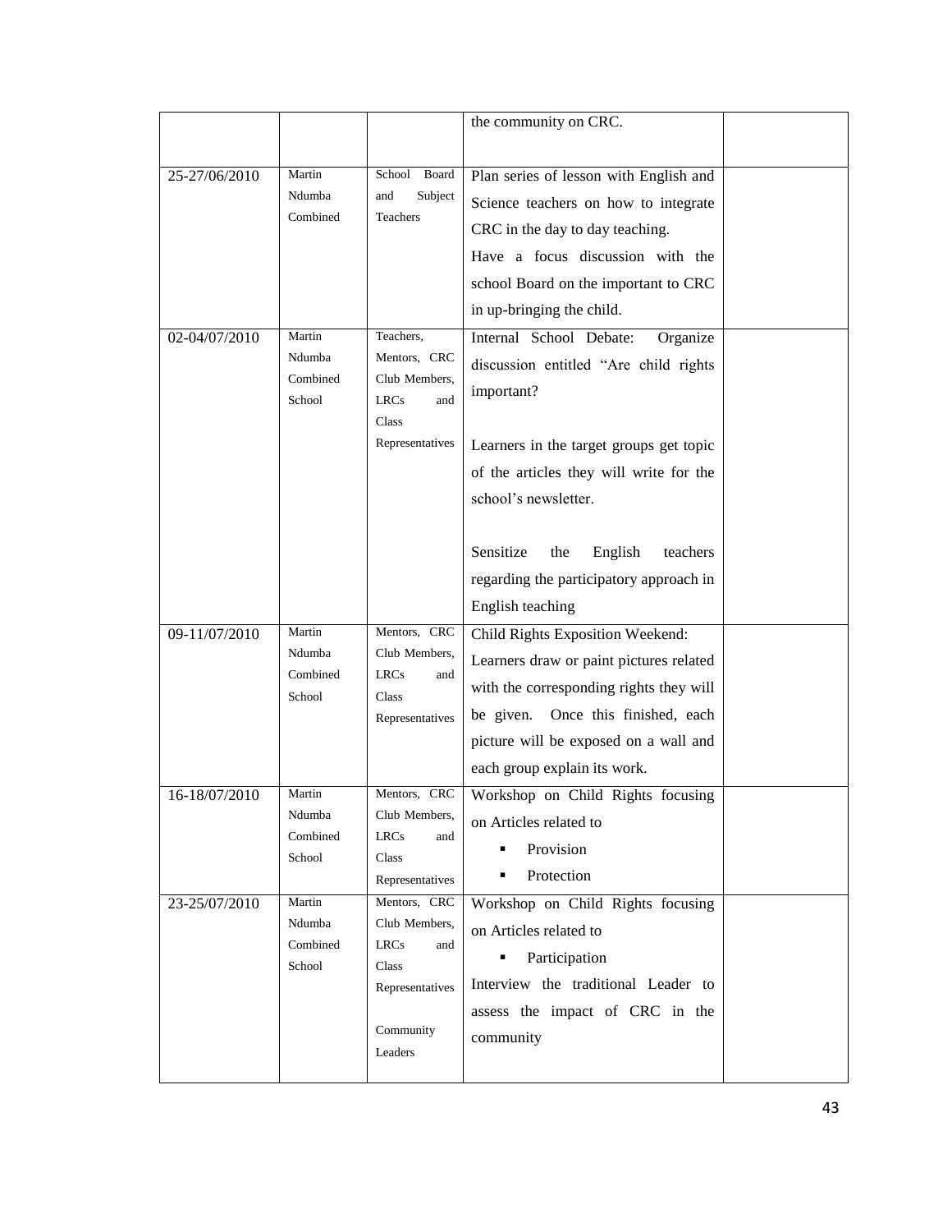| | | | | |
|---|---|---|---|---|
| | | | the community on CRC. | |
| 25-27/06/2010 | Martin Ndumba Combined | School Board and Subject Teachers | Plan series of lesson with English and Science teachers on how to integrate CRC in the day to day teaching.<br>Have a focus discussion with the school Board on the important to CRC in up-bringing the child. | |
| 02-04/07/2010 | Martin Ndumba Combined School | Teachers, Mentors, CRC Club Members, LRCs and Class Representatives | Internal School Debate: Organize discussion entitled "Are child rights important?<br><br>Learners in the target groups get topic of the articles they will write for the school's newsletter.<br><br>Sensitize the English teachers regarding the participatory approach in English teaching | |
| 09-11/07/2010 | Martin Ndumba Combined School | Mentors, CRC Club Members, LRCs and Class Representatives | Child Rights Exposition Weekend:<br>Learners draw or paint pictures related with the corresponding rights they will be given. Once this finished, each picture will be exposed on a wall and each group explain its work. | |
| 16-18/07/2010 | Martin Ndumba Combined School | Mentors, CRC Club Members, LRCs and Class Representatives | Workshop on Child Rights focusing on Articles related to<br>▪ Provision<br>▪ Protection | |
| 23-25/07/2010 | Martin Ndumba Combined School | Mentors, CRC Club Members, LRCs and Class Representatives<br><br>Community Leaders | Workshop on Child Rights focusing on Articles related to<br>▪ Participation<br>Interview the traditional Leader to assess the impact of CRC in the community | |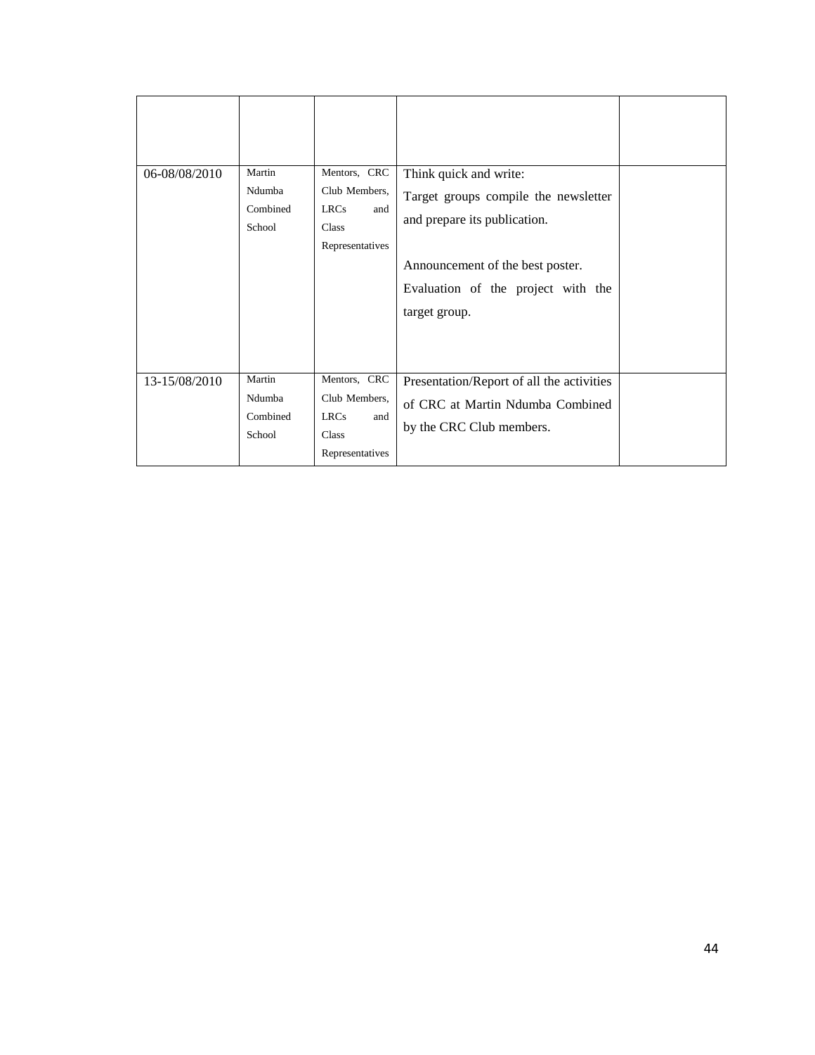| | | | | |
|---|---|---|---|---|
| 06-08/08/2010 | Martin Ndumba Combined School | Mentors, CRC Club Members, LRCs and Class Representatives | Think quick and write:<br>Target groups compile the newsletter and prepare its publication.<br><br>Announcement of the best poster.<br>Evaluation of the project with the target group. | |
| 13-15/08/2010 | Martin Ndumba Combined School | Mentors, CRC Club Members, LRCs and Class Representatives | Presentation/Report of all the activities of CRC at Martin Ndumba Combined by the CRC Club members. | |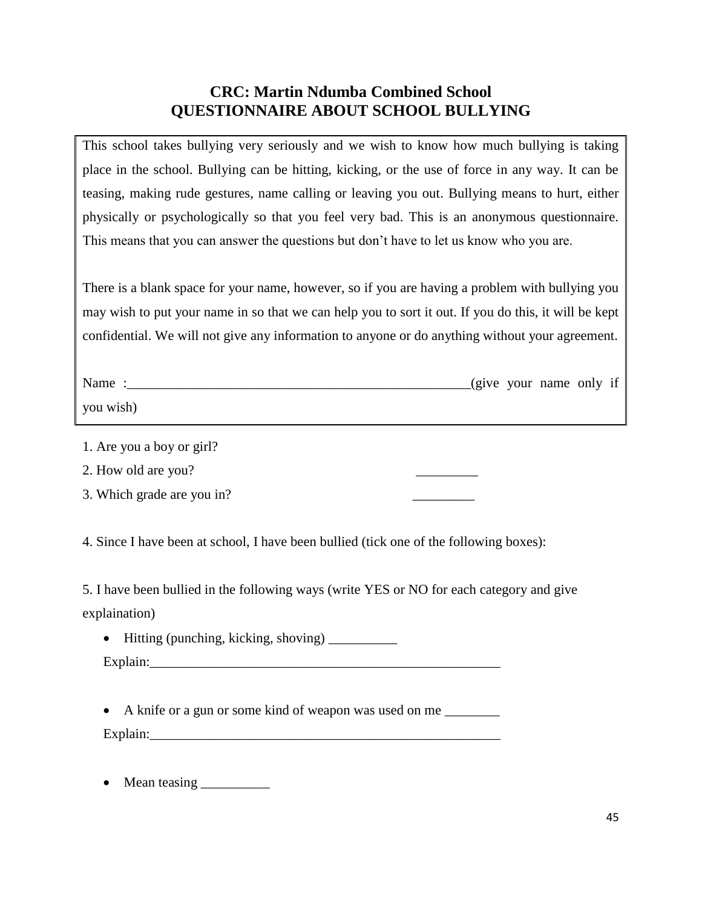# CRC: Martin Ndumba Combined School
## QUESTIONNAIRE ABOUT SCHOOL BULLYING

This school takes bullying very seriously and we wish to know how much bullying is taking place in the school. Bullying can be hitting, kicking, or the use of force in any way. It can be teasing, making rude gestures, name calling or leaving you out. Bullying means to hurt, either physically or psychologically so that you feel very bad. This is an anonymous questionnaire. This means that you can answer the questions but don't have to let us know who you are.

There is a blank space for your name, however, so if you are having a problem with bullying you may wish to put your name in so that we can help you to sort it out. If you do this, it will be kept confidential. We will not give any information to anyone or do anything without your agreement.

Name :_____________________________________________________(give your name only if you wish)

1. Are you a boy or girl?
2. How old are you? _________
3. Which grade are you in? _________

4. Since I have been at school, I have been bullied (tick one of the following boxes):

5. I have been bullied in the following ways (write YES or NO for each category and give explaination)

- Hitting (punching, kicking, shoving) __________

  Explain:_____________________________________________________

- A knife or a gun or some kind of weapon was used on me ________

  Explain:_____________________________________________________

- Mean teasing __________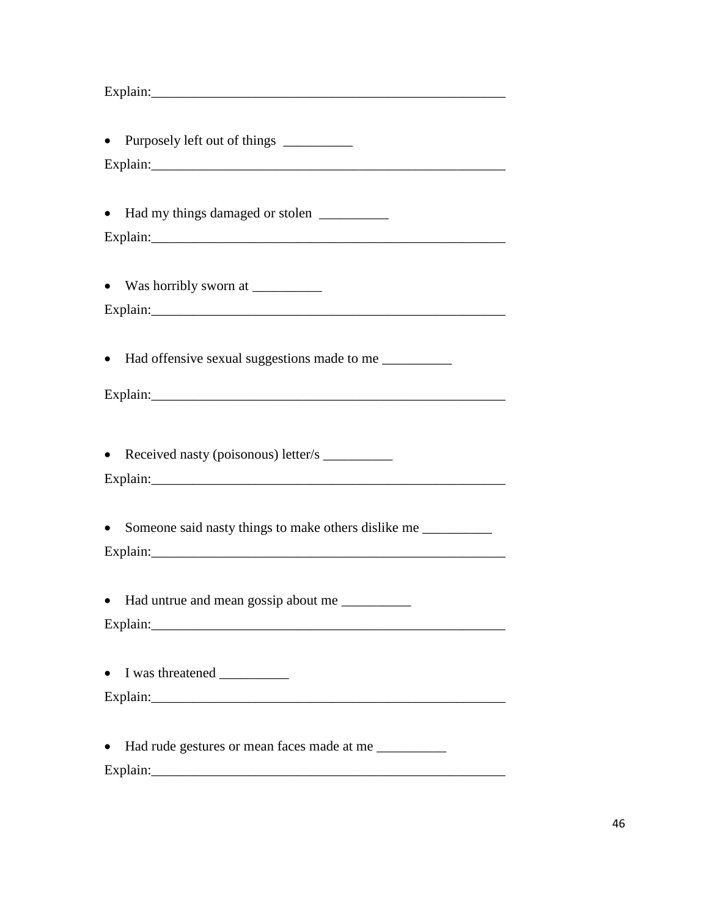Explain:_____________________________________________________

- Purposely left out of things __________

Explain:_____________________________________________________

- Had my things damaged or stolen __________

Explain:_____________________________________________________

- Was horribly sworn at __________

Explain:_____________________________________________________

- Had offensive sexual suggestions made to me __________

Explain:_____________________________________________________

- Received nasty (poisonous) letter/s __________

Explain:_____________________________________________________

- Someone said nasty things to make others dislike me __________

Explain:_____________________________________________________

- Had untrue and mean gossip about me __________

Explain:_____________________________________________________

- I was threatened __________

Explain:_____________________________________________________

- Had rude gestures or mean faces made at me __________

Explain:_____________________________________________________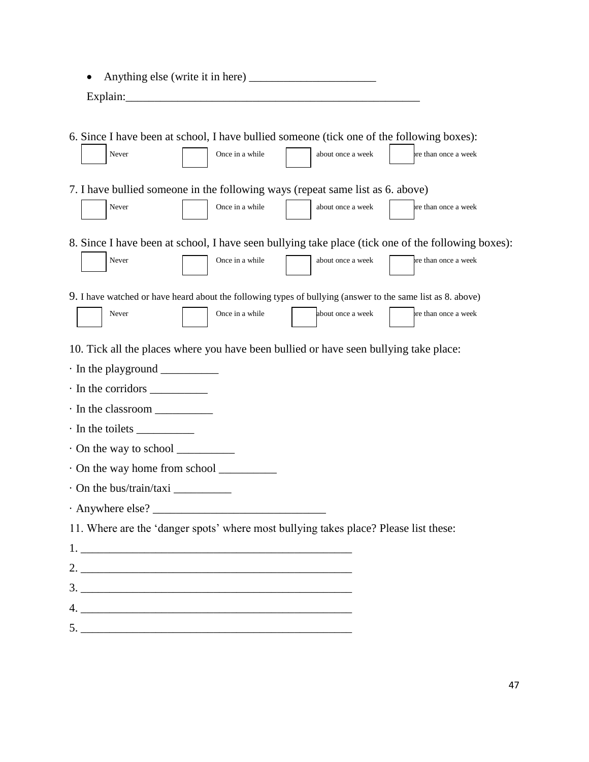- Anything else (write it in here) ______________________

Explain:____________________________________________________

6. Since I have been at school, I have bullied someone (tick one of the following boxes):

☐ Never ☐ Once in a while ☐ about once a week ☐ ore than once a week

7. I have bullied someone in the following ways (repeat same list as 6. above)

☐ Never ☐ Once in a while ☐ about once a week ☐ ore than once a week

8. Since I have been at school, I have seen bullying take place (tick one of the following boxes):

☐ Never ☐ Once in a while ☐ about once a week ☐ ore than once a week

9. I have watched or have heard about the following types of bullying (answer to the same list as 8. above)

☐ Never ☐ Once in a while ☐ about once a week ☐ ore than once a week

10. Tick all the places where you have been bullied or have seen bullying take place:

· In the playground __________

· In the corridors __________

· In the classroom __________

· In the toilets __________

· On the way to school __________

· On the way home from school __________

· On the bus/train/taxi __________

· Anywhere else? ______________________________

11. Where are the 'danger spots' where most bullying takes place? Please list these:

1. ________________________________________________
2. ________________________________________________
3. ________________________________________________
4. ________________________________________________
5. ________________________________________________